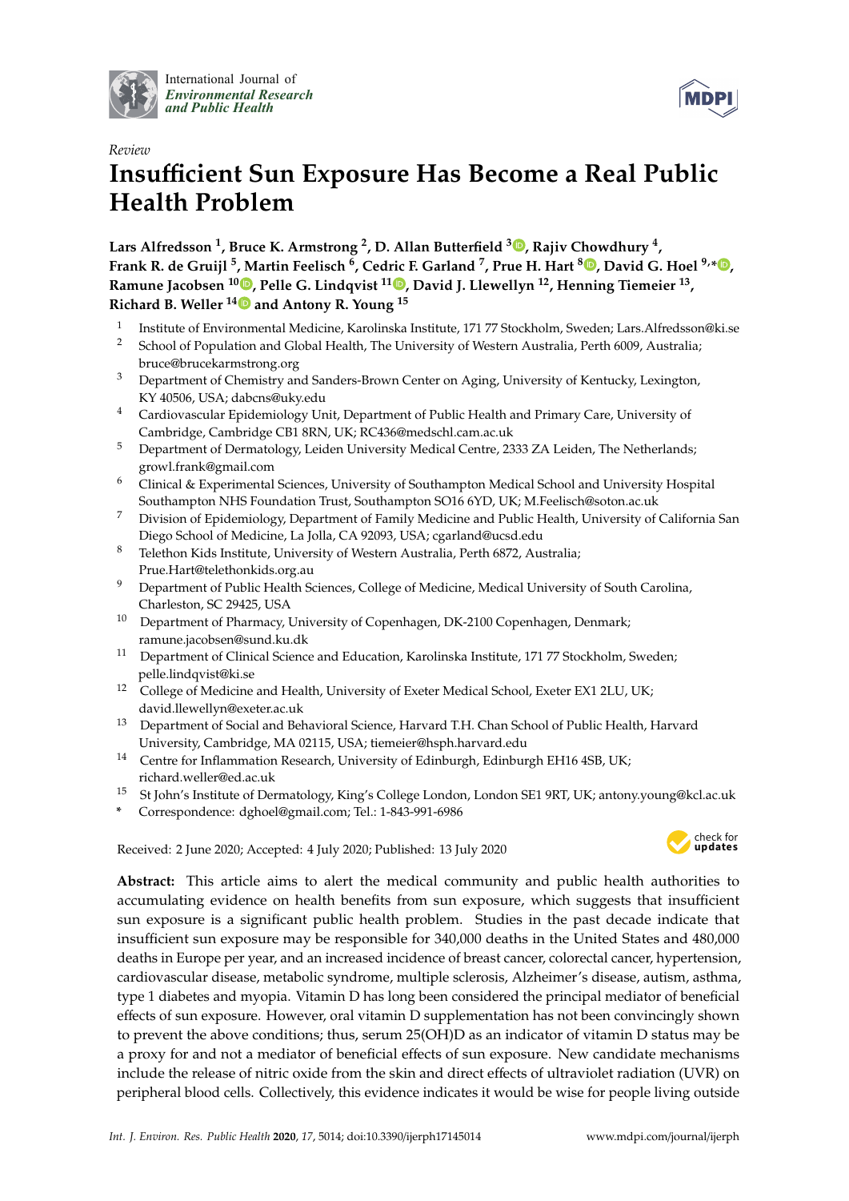International Journal of *Environmental Research and Public Health*

*Review*

# Insufficient Sun Exposure Has Become a Real Public Health Problem

**Lars Alfredsson [1], Bruce K. Armstrong [2], D. Allan Butterfield [3], Rajiv Chowdhury [4], Frank R. de Gruijl [5], Martin Feelisch [6], Cedric F. Garland [7], Prue H. Hart [8], David G. Hoel [9,*], Ramune Jacobsen [10], Pelle G. Lindqvist [11], David J. Llewellyn [12], Henning Tiemeier [13], Richard B. Weller [14] and Antony R. Young [15]**

1. Institute of Environmental Medicine, Karolinska Institute, 171 77 Stockholm, Sweden; Lars.Alfredsson@ki.se
2. School of Population and Global Health, The University of Western Australia, Perth 6009, Australia; bruce@brucekarmstrong.org
3. Department of Chemistry and Sanders-Brown Center on Aging, University of Kentucky, Lexington, KY 40506, USA; dabcns@uky.edu
4. Cardiovascular Epidemiology Unit, Department of Public Health and Primary Care, University of Cambridge, Cambridge CB1 8RN, UK; RC436@medschl.cam.ac.uk
5. Department of Dermatology, Leiden University Medical Centre, 2333 ZA Leiden, The Netherlands; growl.frank@gmail.com
6. Clinical & Experimental Sciences, University of Southampton Medical School and University Hospital Southampton NHS Foundation Trust, Southampton SO16 6YD, UK; M.Feelisch@soton.ac.uk
7. Division of Epidemiology, Department of Family Medicine and Public Health, University of California San Diego School of Medicine, La Jolla, CA 92093, USA; cgarland@ucsd.edu
8. Telethon Kids Institute, University of Western Australia, Perth 6872, Australia; Prue.Hart@telethonkids.org.au
9. Department of Public Health Sciences, College of Medicine, Medical University of South Carolina, Charleston, SC 29425, USA
10. Department of Pharmacy, University of Copenhagen, DK-2100 Copenhagen, Denmark; ramune.jacobsen@sund.ku.dk
11. Department of Clinical Science and Education, Karolinska Institute, 171 77 Stockholm, Sweden; pelle.lindqvist@ki.se
12. College of Medicine and Health, University of Exeter Medical School, Exeter EX1 2LU, UK; david.llewellyn@exeter.ac.uk
13. Department of Social and Behavioral Science, Harvard T.H. Chan School of Public Health, Harvard University, Cambridge, MA 02115, USA; tiemeier@hsph.harvard.edu
14. Centre for Inflammation Research, University of Edinburgh, Edinburgh EH16 4SB, UK; richard.weller@ed.ac.uk
15. St John's Institute of Dermatology, King's College London, London SE1 9RT, UK; antony.young@kcl.ac.uk

\* Correspondence: dghoel@gmail.com; Tel.: 1-843-991-6986

Received: 2 June 2020; Accepted: 4 July 2020; Published: 13 July 2020

**Abstract:** This article aims to alert the medical community and public health authorities to accumulating evidence on health benefits from sun exposure, which suggests that insufficient sun exposure is a significant public health problem. Studies in the past decade indicate that insufficient sun exposure may be responsible for 340,000 deaths in the United States and 480,000 deaths in Europe per year, and an increased incidence of breast cancer, colorectal cancer, hypertension, cardiovascular disease, metabolic syndrome, multiple sclerosis, Alzheimer's disease, autism, asthma, type 1 diabetes and myopia. Vitamin D has long been considered the principal mediator of beneficial effects of sun exposure. However, oral vitamin D supplementation has not been convincingly shown to prevent the above conditions; thus, serum 25(OH)D as an indicator of vitamin D status may be a proxy for and not a mediator of beneficial effects of sun exposure. New candidate mechanisms include the release of nitric oxide from the skin and direct effects of ultraviolet radiation (UVR) on peripheral blood cells. Collectively, this evidence indicates it would be wise for people living outside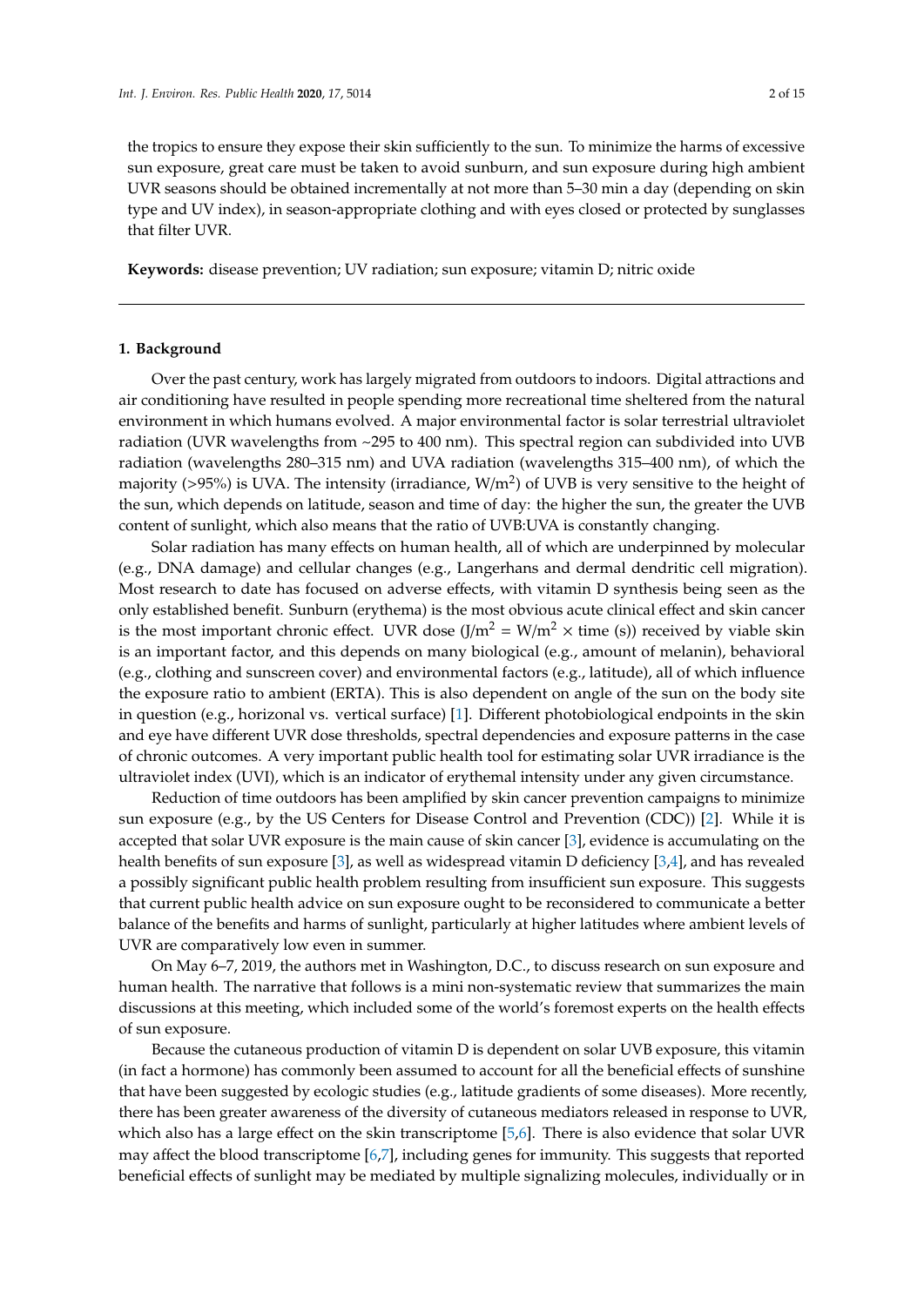the tropics to ensure they expose their skin sufficiently to the sun. To minimize the harms of excessive sun exposure, great care must be taken to avoid sunburn, and sun exposure during high ambient UVR seasons should be obtained incrementally at not more than 5–30 min a day (depending on skin type and UV index), in season-appropriate clothing and with eyes closed or protected by sunglasses that filter UVR.

**Keywords:** disease prevention; UV radiation; sun exposure; vitamin D; nitric oxide

## 1. Background

Over the past century, work has largely migrated from outdoors to indoors. Digital attractions and air conditioning have resulted in people spending more recreational time sheltered from the natural environment in which humans evolved. A major environmental factor is solar terrestrial ultraviolet radiation (UVR wavelengths from ~295 to 400 nm). This spectral region can subdivided into UVB radiation (wavelengths 280–315 nm) and UVA radiation (wavelengths 315–400 nm), of which the majority (>95%) is UVA. The intensity (irradiance, $W/m^2$) of UVB is very sensitive to the height of the sun, which depends on latitude, season and time of day: the higher the sun, the greater the UVB content of sunlight, which also means that the ratio of UVB:UVA is constantly changing.

Solar radiation has many effects on human health, all of which are underpinned by molecular (e.g., DNA damage) and cellular changes (e.g., Langerhans and dermal dendritic cell migration). Most research to date has focused on adverse effects, with vitamin D synthesis being seen as the only established benefit. Sunburn (erythema) is the most obvious acute clinical effect and skin cancer is the most important chronic effect. UVR dose ($J/m^2 = W/m^2 \times$ time (s)) received by viable skin is an important factor, and this depends on many biological (e.g., amount of melanin), behavioral (e.g., clothing and sunscreen cover) and environmental factors (e.g., latitude), all of which influence the exposure ratio to ambient (ERTA). This is also dependent on angle of the sun on the body site in question (e.g., horizonal vs. vertical surface) [1]. Different photobiological endpoints in the skin and eye have different UVR dose thresholds, spectral dependencies and exposure patterns in the case of chronic outcomes. A very important public health tool for estimating solar UVR irradiance is the ultraviolet index (UVI), which is an indicator of erythemal intensity under any given circumstance.

Reduction of time outdoors has been amplified by skin cancer prevention campaigns to minimize sun exposure (e.g., by the US Centers for Disease Control and Prevention (CDC)) [2]. While it is accepted that solar UVR exposure is the main cause of skin cancer [3], evidence is accumulating on the health benefits of sun exposure [3], as well as widespread vitamin D deficiency [3,4], and has revealed a possibly significant public health problem resulting from insufficient sun exposure. This suggests that current public health advice on sun exposure ought to be reconsidered to communicate a better balance of the benefits and harms of sunlight, particularly at higher latitudes where ambient levels of UVR are comparatively low even in summer.

On May 6–7, 2019, the authors met in Washington, D.C., to discuss research on sun exposure and human health. The narrative that follows is a mini non-systematic review that summarizes the main discussions at this meeting, which included some of the world's foremost experts on the health effects of sun exposure.

Because the cutaneous production of vitamin D is dependent on solar UVB exposure, this vitamin (in fact a hormone) has commonly been assumed to account for all the beneficial effects of sunshine that have been suggested by ecologic studies (e.g., latitude gradients of some diseases). More recently, there has been greater awareness of the diversity of cutaneous mediators released in response to UVR, which also has a large effect on the skin transcriptome [5,6]. There is also evidence that solar UVR may affect the blood transcriptome [6,7], including genes for immunity. This suggests that reported beneficial effects of sunlight may be mediated by multiple signalizing molecules, individually or in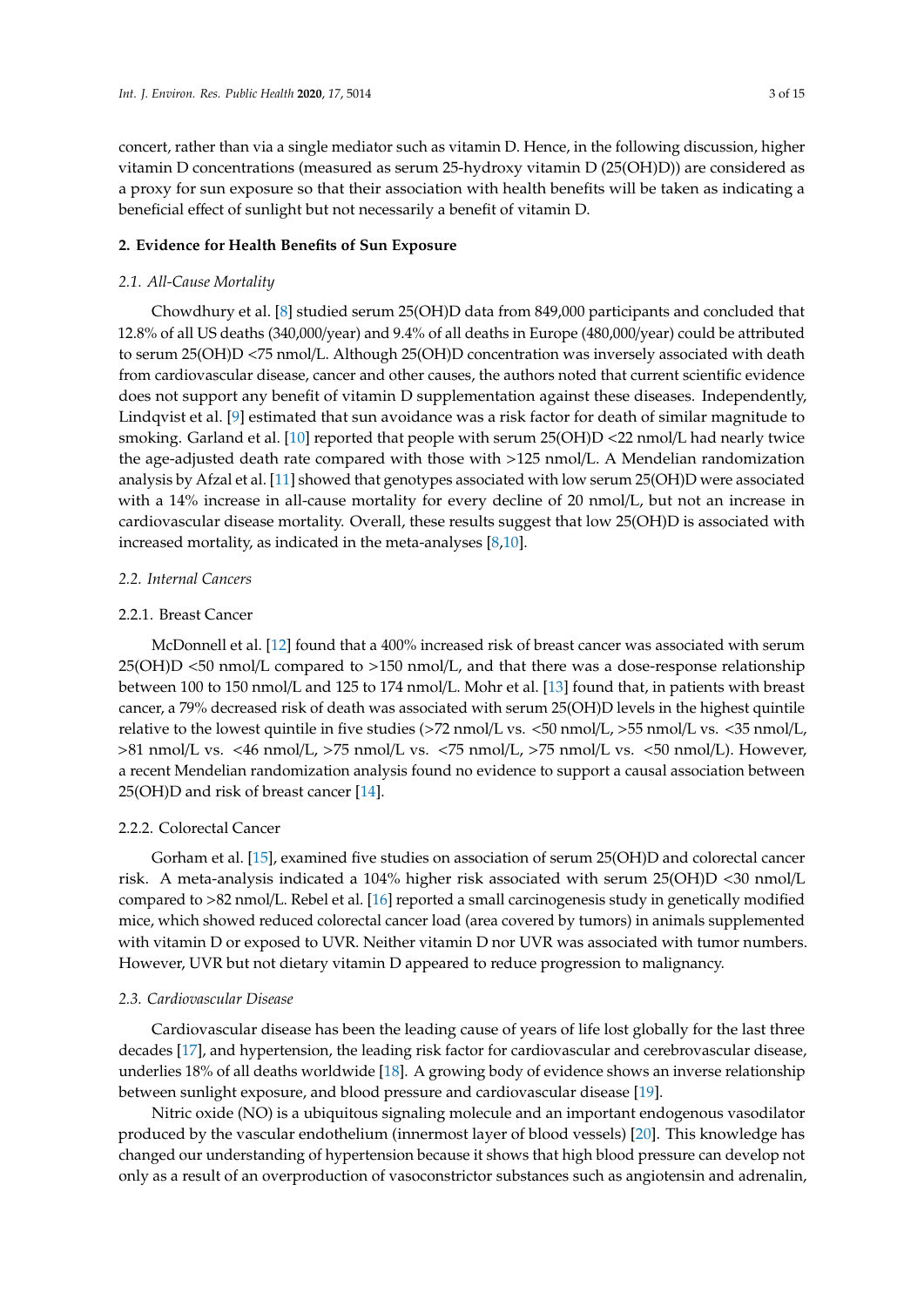concert, rather than via a single mediator such as vitamin D. Hence, in the following discussion, higher vitamin D concentrations (measured as serum 25-hydroxy vitamin D (25(OH)D)) are considered as a proxy for sun exposure so that their association with health benefits will be taken as indicating a beneficial effect of sunlight but not necessarily a benefit of vitamin D.

## 2. Evidence for Health Benefits of Sun Exposure

### *2.1. All-Cause Mortality*

Chowdhury et al. [8] studied serum 25(OH)D data from 849,000 participants and concluded that 12.8% of all US deaths (340,000/year) and 9.4% of all deaths in Europe (480,000/year) could be attributed to serum 25(OH)D <75 nmol/L. Although 25(OH)D concentration was inversely associated with death from cardiovascular disease, cancer and other causes, the authors noted that current scientific evidence does not support any benefit of vitamin D supplementation against these diseases. Independently, Lindqvist et al. [9] estimated that sun avoidance was a risk factor for death of similar magnitude to smoking. Garland et al. [10] reported that people with serum 25(OH)D <22 nmol/L had nearly twice the age-adjusted death rate compared with those with >125 nmol/L. A Mendelian randomization analysis by Afzal et al. [11] showed that genotypes associated with low serum 25(OH)D were associated with a 14% increase in all-cause mortality for every decline of 20 nmol/L, but not an increase in cardiovascular disease mortality. Overall, these results suggest that low 25(OH)D is associated with increased mortality, as indicated in the meta-analyses [8,10].

### *2.2. Internal Cancers*

#### 2.2.1. Breast Cancer

McDonnell et al. [12] found that a 400% increased risk of breast cancer was associated with serum 25(OH)D <50 nmol/L compared to >150 nmol/L, and that there was a dose-response relationship between 100 to 150 nmol/L and 125 to 174 nmol/L. Mohr et al. [13] found that, in patients with breast cancer, a 79% decreased risk of death was associated with serum 25(OH)D levels in the highest quintile relative to the lowest quintile in five studies (>72 nmol/L vs. <50 nmol/L, >55 nmol/L vs. <35 nmol/L, >81 nmol/L vs. <46 nmol/L, >75 nmol/L vs. <75 nmol/L, >75 nmol/L vs. <50 nmol/L). However, a recent Mendelian randomization analysis found no evidence to support a causal association between 25(OH)D and risk of breast cancer [14].

#### 2.2.2. Colorectal Cancer

Gorham et al. [15], examined five studies on association of serum 25(OH)D and colorectal cancer risk. A meta-analysis indicated a 104% higher risk associated with serum 25(OH)D <30 nmol/L compared to >82 nmol/L. Rebel et al. [16] reported a small carcinogenesis study in genetically modified mice, which showed reduced colorectal cancer load (area covered by tumors) in animals supplemented with vitamin D or exposed to UVR. Neither vitamin D nor UVR was associated with tumor numbers. However, UVR but not dietary vitamin D appeared to reduce progression to malignancy.

### *2.3. Cardiovascular Disease*

Cardiovascular disease has been the leading cause of years of life lost globally for the last three decades [17], and hypertension, the leading risk factor for cardiovascular and cerebrovascular disease, underlies 18% of all deaths worldwide [18]. A growing body of evidence shows an inverse relationship between sunlight exposure, and blood pressure and cardiovascular disease [19].

Nitric oxide (NO) is a ubiquitous signaling molecule and an important endogenous vasodilator produced by the vascular endothelium (innermost layer of blood vessels) [20]. This knowledge has changed our understanding of hypertension because it shows that high blood pressure can develop not only as a result of an overproduction of vasoconstrictor substances such as angiotensin and adrenalin,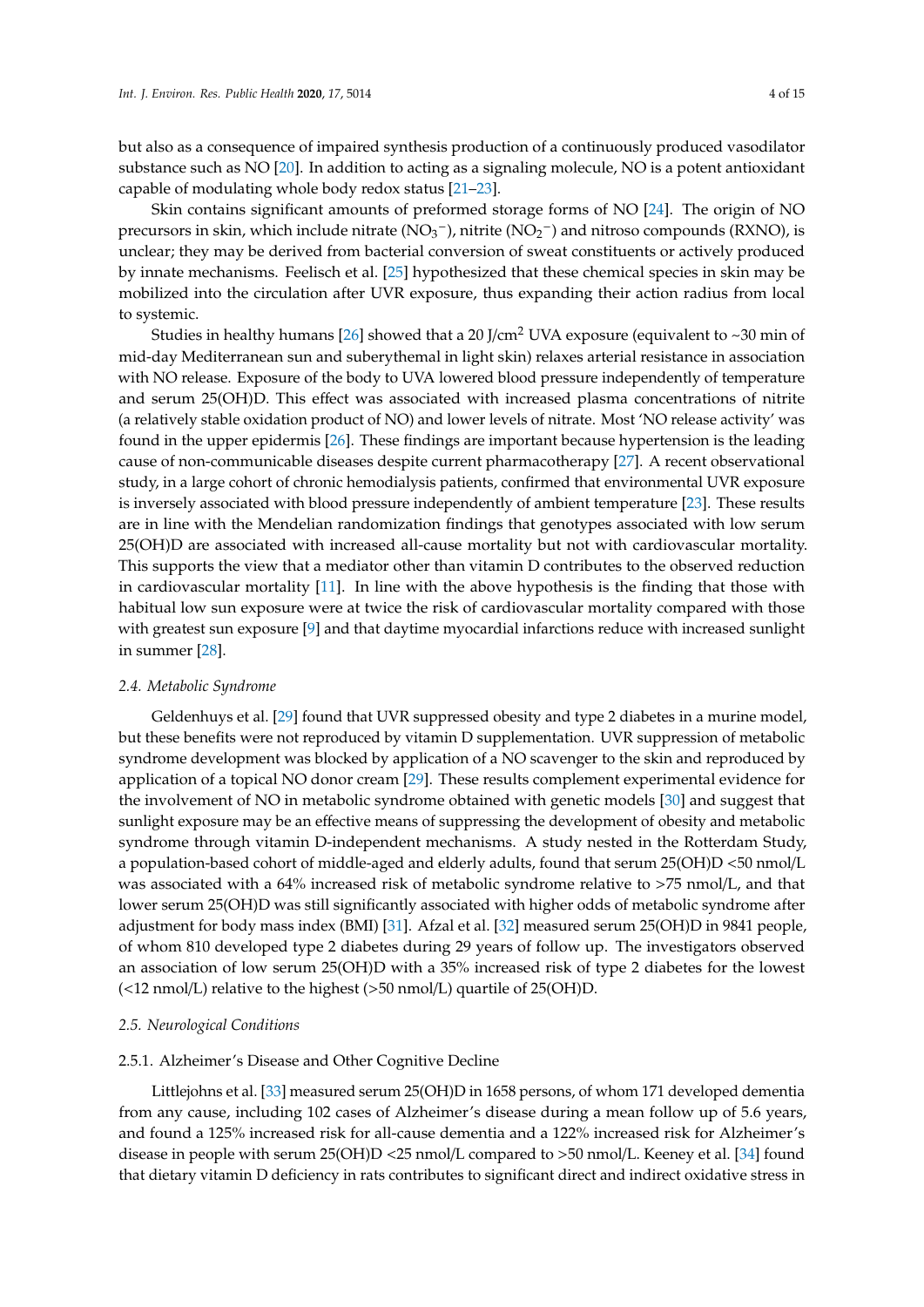but also as a consequence of impaired synthesis production of a continuously produced vasodilator substance such as NO [20]. In addition to acting as a signaling molecule, NO is a potent antioxidant capable of modulating whole body redox status [21–23].

Skin contains significant amounts of preformed storage forms of NO [24]. The origin of NO precursors in skin, which include nitrate ($NO_3^-$), nitrite ($NO_2^-$) and nitroso compounds (RXNO), is unclear; they may be derived from bacterial conversion of sweat constituents or actively produced by innate mechanisms. Feelisch et al. [25] hypothesized that these chemical species in skin may be mobilized into the circulation after UVR exposure, thus expanding their action radius from local to systemic.

Studies in healthy humans [26] showed that a 20 J/cm$^2$ UVA exposure (equivalent to ~30 min of mid-day Mediterranean sun and suberythemal in light skin) relaxes arterial resistance in association with NO release. Exposure of the body to UVA lowered blood pressure independently of temperature and serum 25(OH)D. This effect was associated with increased plasma concentrations of nitrite (a relatively stable oxidation product of NO) and lower levels of nitrate. Most 'NO release activity' was found in the upper epidermis [26]. These findings are important because hypertension is the leading cause of non-communicable diseases despite current pharmacotherapy [27]. A recent observational study, in a large cohort of chronic hemodialysis patients, confirmed that environmental UVR exposure is inversely associated with blood pressure independently of ambient temperature [23]. These results are in line with the Mendelian randomization findings that genotypes associated with low serum 25(OH)D are associated with increased all-cause mortality but not with cardiovascular mortality. This supports the view that a mediator other than vitamin D contributes to the observed reduction in cardiovascular mortality [11]. In line with the above hypothesis is the finding that those with habitual low sun exposure were at twice the risk of cardiovascular mortality compared with those with greatest sun exposure [9] and that daytime myocardial infarctions reduce with increased sunlight in summer [28].

### *2.4. Metabolic Syndrome*

Geldenhuys et al. [29] found that UVR suppressed obesity and type 2 diabetes in a murine model, but these benefits were not reproduced by vitamin D supplementation. UVR suppression of metabolic syndrome development was blocked by application of a NO scavenger to the skin and reproduced by application of a topical NO donor cream [29]. These results complement experimental evidence for the involvement of NO in metabolic syndrome obtained with genetic models [30] and suggest that sunlight exposure may be an effective means of suppressing the development of obesity and metabolic syndrome through vitamin D-independent mechanisms. A study nested in the Rotterdam Study, a population-based cohort of middle-aged and elderly adults, found that serum 25(OH)D <50 nmol/L was associated with a 64% increased risk of metabolic syndrome relative to >75 nmol/L, and that lower serum 25(OH)D was still significantly associated with higher odds of metabolic syndrome after adjustment for body mass index (BMI) [31]. Afzal et al. [32] measured serum 25(OH)D in 9841 people, of whom 810 developed type 2 diabetes during 29 years of follow up. The investigators observed an association of low serum 25(OH)D with a 35% increased risk of type 2 diabetes for the lowest (<12 nmol/L) relative to the highest (>50 nmol/L) quartile of 25(OH)D.

### *2.5. Neurological Conditions*

#### 2.5.1. Alzheimer's Disease and Other Cognitive Decline

Littlejohns et al. [33] measured serum 25(OH)D in 1658 persons, of whom 171 developed dementia from any cause, including 102 cases of Alzheimer's disease during a mean follow up of 5.6 years, and found a 125% increased risk for all-cause dementia and a 122% increased risk for Alzheimer's disease in people with serum 25(OH)D <25 nmol/L compared to >50 nmol/L. Keeney et al. [34] found that dietary vitamin D deficiency in rats contributes to significant direct and indirect oxidative stress in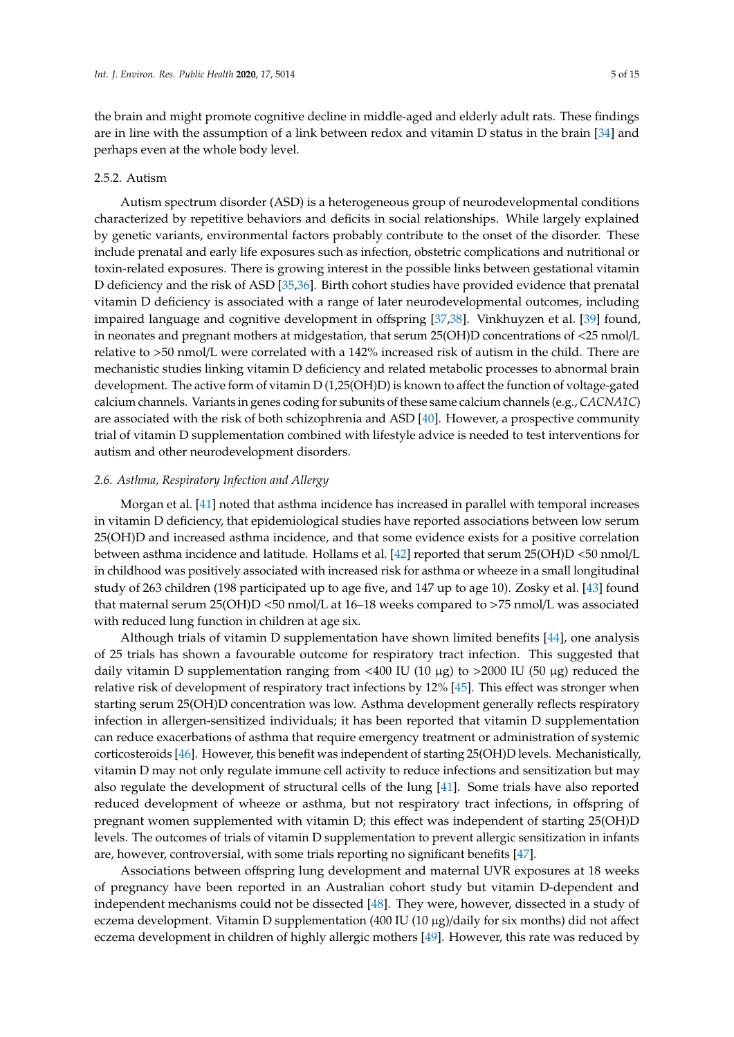the brain and might promote cognitive decline in middle-aged and elderly adult rats. These findings are in line with the assumption of a link between redox and vitamin D status in the brain [34] and perhaps even at the whole body level.

#### 2.5.2. Autism

Autism spectrum disorder (ASD) is a heterogeneous group of neurodevelopmental conditions characterized by repetitive behaviors and deficits in social relationships. While largely explained by genetic variants, environmental factors probably contribute to the onset of the disorder. These include prenatal and early life exposures such as infection, obstetric complications and nutritional or toxin-related exposures. There is growing interest in the possible links between gestational vitamin D deficiency and the risk of ASD [35,36]. Birth cohort studies have provided evidence that prenatal vitamin D deficiency is associated with a range of later neurodevelopmental outcomes, including impaired language and cognitive development in offspring [37,38]. Vinkhuyzen et al. [39] found, in neonates and pregnant mothers at midgestation, that serum 25(OH)D concentrations of <25 nmol/L relative to >50 nmol/L were correlated with a 142% increased risk of autism in the child. There are mechanistic studies linking vitamin D deficiency and related metabolic processes to abnormal brain development. The active form of vitamin D (1,25(OH)D) is known to affect the function of voltage-gated calcium channels. Variants in genes coding for subunits of these same calcium channels (e.g., *CACNA1C*) are associated with the risk of both schizophrenia and ASD [40]. However, a prospective community trial of vitamin D supplementation combined with lifestyle advice is needed to test interventions for autism and other neurodevelopment disorders.

### *2.6. Asthma, Respiratory Infection and Allergy*

Morgan et al. [41] noted that asthma incidence has increased in parallel with temporal increases in vitamin D deficiency, that epidemiological studies have reported associations between low serum 25(OH)D and increased asthma incidence, and that some evidence exists for a positive correlation between asthma incidence and latitude. Hollams et al. [42] reported that serum 25(OH)D <50 nmol/L in childhood was positively associated with increased risk for asthma or wheeze in a small longitudinal study of 263 children (198 participated up to age five, and 147 up to age 10). Zosky et al. [43] found that maternal serum 25(OH)D <50 nmol/L at 16–18 weeks compared to >75 nmol/L was associated with reduced lung function in children at age six.

Although trials of vitamin D supplementation have shown limited benefits [44], one analysis of 25 trials has shown a favourable outcome for respiratory tract infection. This suggested that daily vitamin D supplementation ranging from <400 IU (10 μg) to >2000 IU (50 μg) reduced the relative risk of development of respiratory tract infections by 12% [45]. This effect was stronger when starting serum 25(OH)D concentration was low. Asthma development generally reflects respiratory infection in allergen-sensitized individuals; it has been reported that vitamin D supplementation can reduce exacerbations of asthma that require emergency treatment or administration of systemic corticosteroids [46]. However, this benefit was independent of starting 25(OH)D levels. Mechanistically, vitamin D may not only regulate immune cell activity to reduce infections and sensitization but may also regulate the development of structural cells of the lung [41]. Some trials have also reported reduced development of wheeze or asthma, but not respiratory tract infections, in offspring of pregnant women supplemented with vitamin D; this effect was independent of starting 25(OH)D levels. The outcomes of trials of vitamin D supplementation to prevent allergic sensitization in infants are, however, controversial, with some trials reporting no significant benefits [47].

Associations between offspring lung development and maternal UVR exposures at 18 weeks of pregnancy have been reported in an Australian cohort study but vitamin D-dependent and independent mechanisms could not be dissected [48]. They were, however, dissected in a study of eczema development. Vitamin D supplementation (400 IU (10 μg)/daily for six months) did not affect eczema development in children of highly allergic mothers [49]. However, this rate was reduced by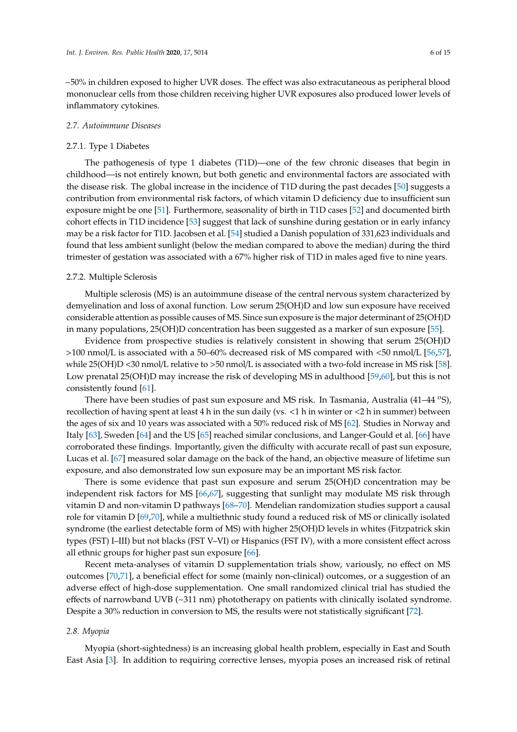~50% in children exposed to higher UVR doses. The effect was also extracutaneous as peripheral blood mononuclear cells from those children receiving higher UVR exposures also produced lower levels of inflammatory cytokines.

### 2.7. Autoimmune Diseases

#### 2.7.1. Type 1 Diabetes

The pathogenesis of type 1 diabetes (T1D)—one of the few chronic diseases that begin in childhood—is not entirely known, but both genetic and environmental factors are associated with the disease risk. The global increase in the incidence of T1D during the past decades [50] suggests a contribution from environmental risk factors, of which vitamin D deficiency due to insufficient sun exposure might be one [51]. Furthermore, seasonality of birth in T1D cases [52] and documented birth cohort effects in T1D incidence [53] suggest that lack of sunshine during gestation or in early infancy may be a risk factor for T1D. Jacobsen et al. [54] studied a Danish population of 331,623 individuals and found that less ambient sunlight (below the median compared to above the median) during the third trimester of gestation was associated with a 67% higher risk of T1D in males aged five to nine years.

#### 2.7.2. Multiple Sclerosis

Multiple sclerosis (MS) is an autoimmune disease of the central nervous system characterized by demyelination and loss of axonal function. Low serum 25(OH)D and low sun exposure have received considerable attention as possible causes of MS. Since sun exposure is the major determinant of 25(OH)D in many populations, 25(OH)D concentration has been suggested as a marker of sun exposure [55].

Evidence from prospective studies is relatively consistent in showing that serum 25(OH)D >100 nmol/L is associated with a 50–60% decreased risk of MS compared with <50 nmol/L [56,57], while 25(OH)D <30 nmol/L relative to >50 nmol/L is associated with a two-fold increase in MS risk [58]. Low prenatal 25(OH)D may increase the risk of developing MS in adulthood [59,60], but this is not consistently found [61].

There have been studies of past sun exposure and MS risk. In Tasmania, Australia (41–44 °S), recollection of having spent at least 4 h in the sun daily (vs. <1 h in winter or <2 h in summer) between the ages of six and 10 years was associated with a 50% reduced risk of MS [62]. Studies in Norway and Italy [63], Sweden [64] and the US [65] reached similar conclusions, and Langer-Gould et al. [66] have corroborated these findings. Importantly, given the difficulty with accurate recall of past sun exposure, Lucas et al. [67] measured solar damage on the back of the hand, an objective measure of lifetime sun exposure, and also demonstrated low sun exposure may be an important MS risk factor.

There is some evidence that past sun exposure and serum 25(OH)D concentration may be independent risk factors for MS [66,67], suggesting that sunlight may modulate MS risk through vitamin D and non-vitamin D pathways [68–70]. Mendelian randomization studies support a causal role for vitamin D [69,70], while a multiethnic study found a reduced risk of MS or clinically isolated syndrome (the earliest detectable form of MS) with higher 25(OH)D levels in whites (Fitzpatrick skin types (FST) I–III) but not blacks (FST V–VI) or Hispanics (FST IV), with a more consistent effect across all ethnic groups for higher past sun exposure [66].

Recent meta-analyses of vitamin D supplementation trials show, variously, no effect on MS outcomes [70,71], a beneficial effect for some (mainly non-clinical) outcomes, or a suggestion of an adverse effect of high-dose supplementation. One small randomized clinical trial has studied the effects of narrowband UVB (~311 nm) phototherapy on patients with clinically isolated syndrome. Despite a 30% reduction in conversion to MS, the results were not statistically significant [72].

### 2.8. Myopia

Myopia (short-sightedness) is an increasing global health problem, especially in East and South East Asia [3]. In addition to requiring corrective lenses, myopia poses an increased risk of retinal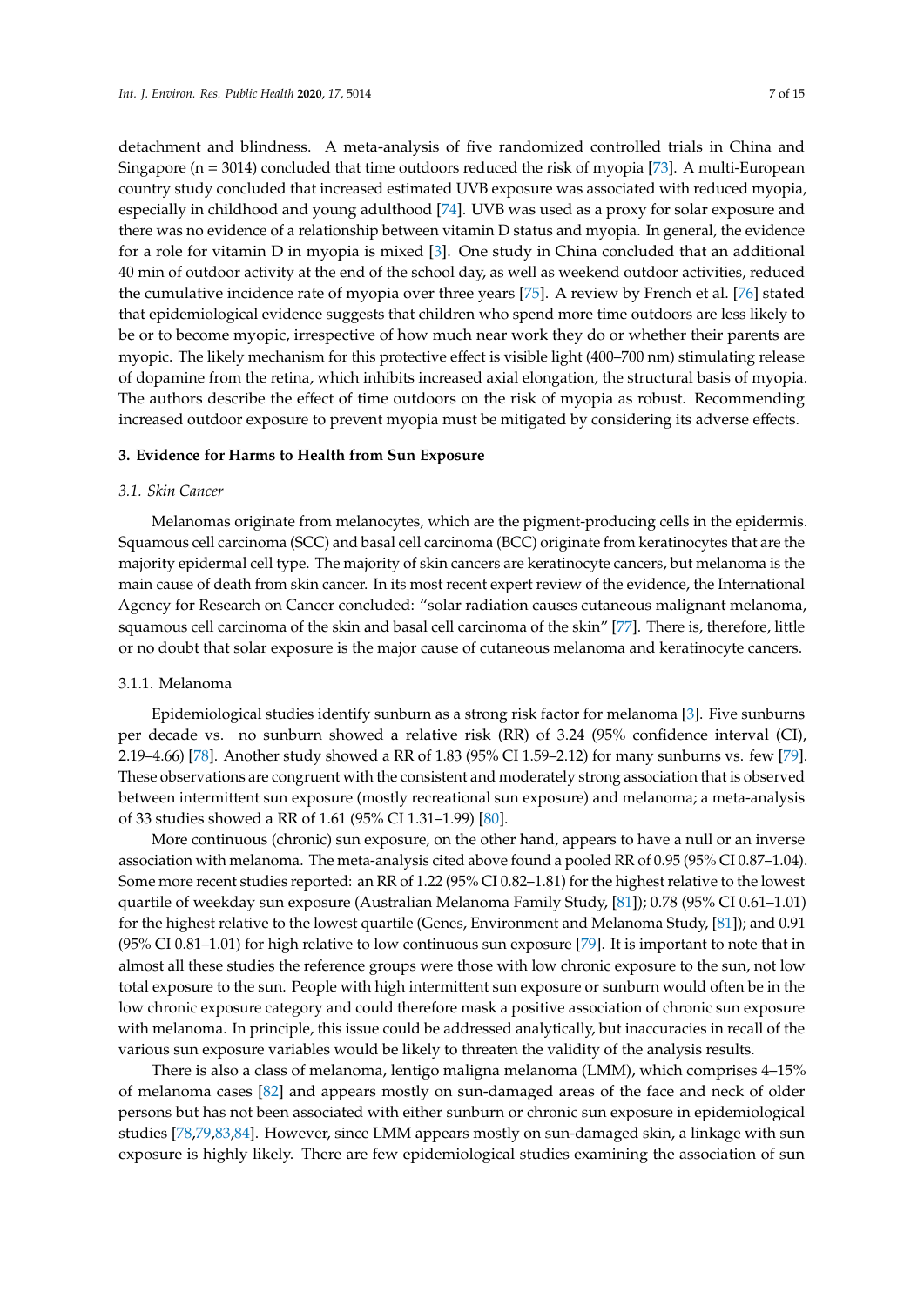detachment and blindness. A meta-analysis of five randomized controlled trials in China and Singapore (n = 3014) concluded that time outdoors reduced the risk of myopia [73]. A multi-European country study concluded that increased estimated UVB exposure was associated with reduced myopia, especially in childhood and young adulthood [74]. UVB was used as a proxy for solar exposure and there was no evidence of a relationship between vitamin D status and myopia. In general, the evidence for a role for vitamin D in myopia is mixed [3]. One study in China concluded that an additional 40 min of outdoor activity at the end of the school day, as well as weekend outdoor activities, reduced the cumulative incidence rate of myopia over three years [75]. A review by French et al. [76] stated that epidemiological evidence suggests that children who spend more time outdoors are less likely to be or to become myopic, irrespective of how much near work they do or whether their parents are myopic. The likely mechanism for this protective effect is visible light (400–700 nm) stimulating release of dopamine from the retina, which inhibits increased axial elongation, the structural basis of myopia. The authors describe the effect of time outdoors on the risk of myopia as robust. Recommending increased outdoor exposure to prevent myopia must be mitigated by considering its adverse effects.

## 3. Evidence for Harms to Health from Sun Exposure

### 3.1. Skin Cancer

Melanomas originate from melanocytes, which are the pigment-producing cells in the epidermis. Squamous cell carcinoma (SCC) and basal cell carcinoma (BCC) originate from keratinocytes that are the majority epidermal cell type. The majority of skin cancers are keratinocyte cancers, but melanoma is the main cause of death from skin cancer. In its most recent expert review of the evidence, the International Agency for Research on Cancer concluded: "solar radiation causes cutaneous malignant melanoma, squamous cell carcinoma of the skin and basal cell carcinoma of the skin" [77]. There is, therefore, little or no doubt that solar exposure is the major cause of cutaneous melanoma and keratinocyte cancers.

#### 3.1.1. Melanoma

Epidemiological studies identify sunburn as a strong risk factor for melanoma [3]. Five sunburns per decade vs. no sunburn showed a relative risk (RR) of 3.24 (95% confidence interval (CI), 2.19–4.66) [78]. Another study showed a RR of 1.83 (95% CI 1.59–2.12) for many sunburns vs. few [79]. These observations are congruent with the consistent and moderately strong association that is observed between intermittent sun exposure (mostly recreational sun exposure) and melanoma; a meta-analysis of 33 studies showed a RR of 1.61 (95% CI 1.31–1.99) [80].

More continuous (chronic) sun exposure, on the other hand, appears to have a null or an inverse association with melanoma. The meta-analysis cited above found a pooled RR of 0.95 (95% CI 0.87–1.04). Some more recent studies reported: an RR of 1.22 (95% CI 0.82–1.81) for the highest relative to the lowest quartile of weekday sun exposure (Australian Melanoma Family Study, [81]); 0.78 (95% CI 0.61–1.01) for the highest relative to the lowest quartile (Genes, Environment and Melanoma Study, [81]); and 0.91 (95% CI 0.81–1.01) for high relative to low continuous sun exposure [79]. It is important to note that in almost all these studies the reference groups were those with low chronic exposure to the sun, not low total exposure to the sun. People with high intermittent sun exposure or sunburn would often be in the low chronic exposure category and could therefore mask a positive association of chronic sun exposure with melanoma. In principle, this issue could be addressed analytically, but inaccuracies in recall of the various sun exposure variables would be likely to threaten the validity of the analysis results.

There is also a class of melanoma, lentigo maligna melanoma (LMM), which comprises 4–15% of melanoma cases [82] and appears mostly on sun-damaged areas of the face and neck of older persons but has not been associated with either sunburn or chronic sun exposure in epidemiological studies [78,79,83,84]. However, since LMM appears mostly on sun-damaged skin, a linkage with sun exposure is highly likely. There are few epidemiological studies examining the association of sun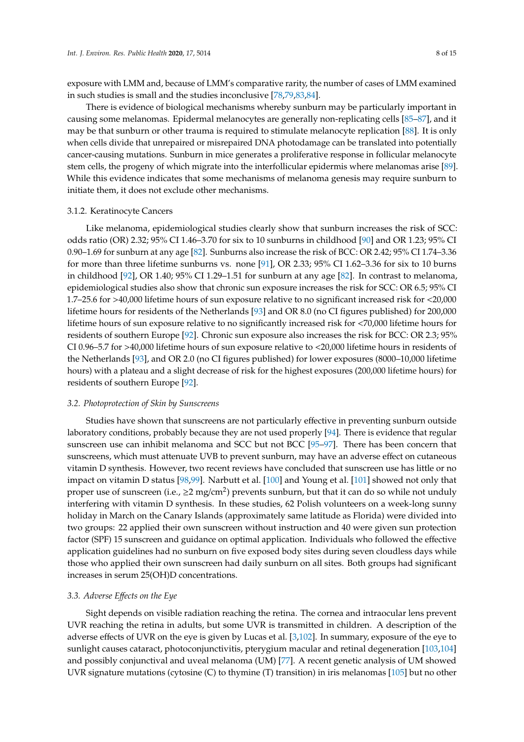exposure with LMM and, because of LMM's comparative rarity, the number of cases of LMM examined in such studies is small and the studies inconclusive [78,79,83,84].

There is evidence of biological mechanisms whereby sunburn may be particularly important in causing some melanomas. Epidermal melanocytes are generally non-replicating cells [85–87], and it may be that sunburn or other trauma is required to stimulate melanocyte replication [88]. It is only when cells divide that unrepaired or misrepaired DNA photodamage can be translated into potentially cancer-causing mutations. Sunburn in mice generates a proliferative response in follicular melanocyte stem cells, the progeny of which migrate into the interfollicular epidermis where melanomas arise [89]. While this evidence indicates that some mechanisms of melanoma genesis may require sunburn to initiate them, it does not exclude other mechanisms.

#### 3.1.2. Keratinocyte Cancers

Like melanoma, epidemiological studies clearly show that sunburn increases the risk of SCC: odds ratio (OR) 2.32; 95% CI 1.46–3.70 for six to 10 sunburns in childhood [90] and OR 1.23; 95% CI 0.90–1.69 for sunburn at any age [82]. Sunburns also increase the risk of BCC: OR 2.42; 95% CI 1.74–3.36 for more than three lifetime sunburns vs. none [91], OR 2.33; 95% CI 1.62–3.36 for six to 10 burns in childhood [92], OR 1.40; 95% CI 1.29–1.51 for sunburn at any age [82]. In contrast to melanoma, epidemiological studies also show that chronic sun exposure increases the risk for SCC: OR 6.5; 95% CI 1.7–25.6 for >40,000 lifetime hours of sun exposure relative to no significant increased risk for <20,000 lifetime hours for residents of the Netherlands [93] and OR 8.0 (no CI figures published) for 200,000 lifetime hours of sun exposure relative to no significantly increased risk for <70,000 lifetime hours for residents of southern Europe [92]. Chronic sun exposure also increases the risk for BCC: OR 2.3; 95% CI 0.96–5.7 for >40,000 lifetime hours of sun exposure relative to <20,000 lifetime hours in residents of the Netherlands [93], and OR 2.0 (no CI figures published) for lower exposures (8000–10,000 lifetime hours) with a plateau and a slight decrease of risk for the highest exposures (200,000 lifetime hours) for residents of southern Europe [92].

### *3.2. Photoprotection of Skin by Sunscreens*

Studies have shown that sunscreens are not particularly effective in preventing sunburn outside laboratory conditions, probably because they are not used properly [94]. There is evidence that regular sunscreen use can inhibit melanoma and SCC but not BCC [95–97]. There has been concern that sunscreens, which must attenuate UVB to prevent sunburn, may have an adverse effect on cutaneous vitamin D synthesis. However, two recent reviews have concluded that sunscreen use has little or no impact on vitamin D status [98,99]. Narbutt et al. [100] and Young et al. [101] showed not only that proper use of sunscreen (i.e., $\geq$2 mg/cm$^2$) prevents sunburn, but that it can do so while not unduly interfering with vitamin D synthesis. In these studies, 62 Polish volunteers on a week-long sunny holiday in March on the Canary Islands (approximately same latitude as Florida) were divided into two groups: 22 applied their own sunscreen without instruction and 40 were given sun protection factor (SPF) 15 sunscreen and guidance on optimal application. Individuals who followed the effective application guidelines had no sunburn on five exposed body sites during seven cloudless days while those who applied their own sunscreen had daily sunburn on all sites. Both groups had significant increases in serum 25(OH)D concentrations.

### *3.3. Adverse Effects on the Eye*

Sight depends on visible radiation reaching the retina. The cornea and intraocular lens prevent UVR reaching the retina in adults, but some UVR is transmitted in children. A description of the adverse effects of UVR on the eye is given by Lucas et al. [3,102]. In summary, exposure of the eye to sunlight causes cataract, photoconjunctivitis, pterygium macular and retinal degeneration [103,104] and possibly conjunctival and uveal melanoma (UM) [77]. A recent genetic analysis of UM showed UVR signature mutations (cytosine (C) to thymine (T) transition) in iris melanomas [105] but no other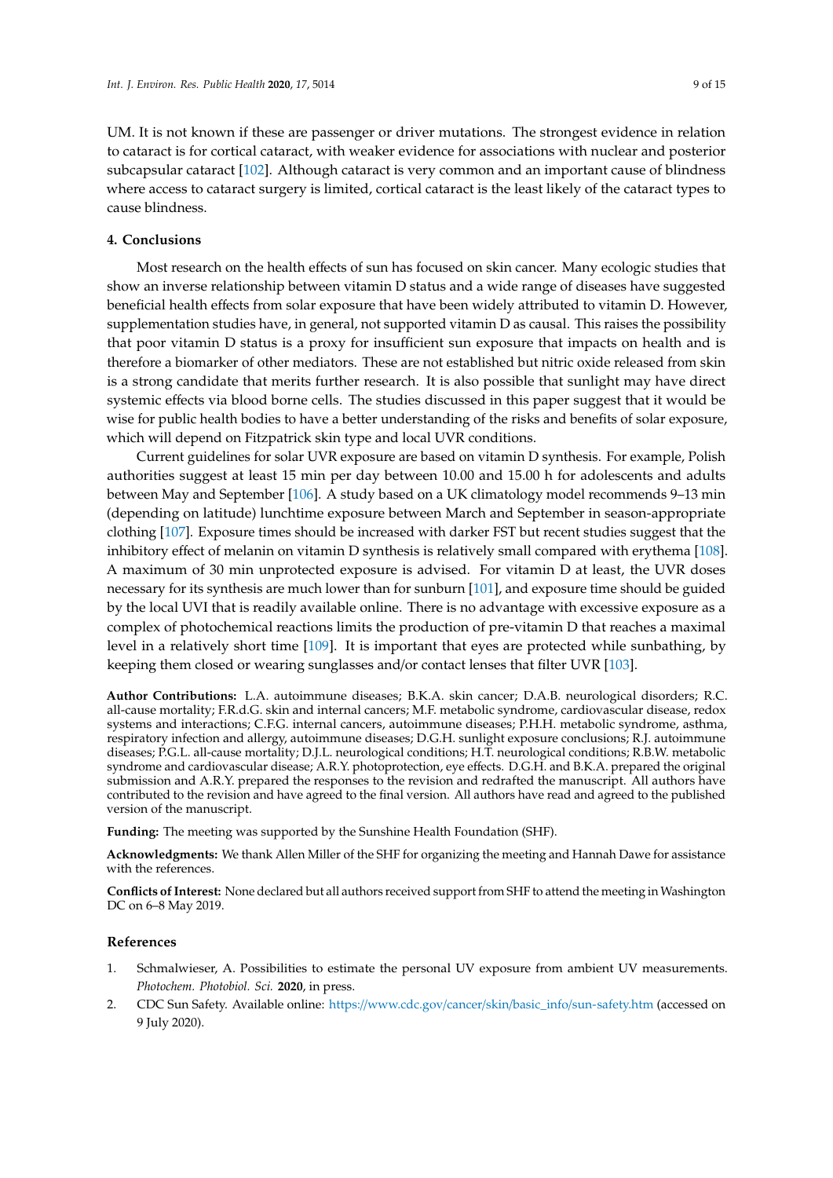UM. It is not known if these are passenger or driver mutations. The strongest evidence in relation to cataract is for cortical cataract, with weaker evidence for associations with nuclear and posterior subcapsular cataract [102]. Although cataract is very common and an important cause of blindness where access to cataract surgery is limited, cortical cataract is the least likely of the cataract types to cause blindness.

## 4. Conclusions

Most research on the health effects of sun has focused on skin cancer. Many ecologic studies that show an inverse relationship between vitamin D status and a wide range of diseases have suggested beneficial health effects from solar exposure that have been widely attributed to vitamin D. However, supplementation studies have, in general, not supported vitamin D as causal. This raises the possibility that poor vitamin D status is a proxy for insufficient sun exposure that impacts on health and is therefore a biomarker of other mediators. These are not established but nitric oxide released from skin is a strong candidate that merits further research. It is also possible that sunlight may have direct systemic effects via blood borne cells. The studies discussed in this paper suggest that it would be wise for public health bodies to have a better understanding of the risks and benefits of solar exposure, which will depend on Fitzpatrick skin type and local UVR conditions.

Current guidelines for solar UVR exposure are based on vitamin D synthesis. For example, Polish authorities suggest at least 15 min per day between 10.00 and 15.00 h for adolescents and adults between May and September [106]. A study based on a UK climatology model recommends 9–13 min (depending on latitude) lunchtime exposure between March and September in season-appropriate clothing [107]. Exposure times should be increased with darker FST but recent studies suggest that the inhibitory effect of melanin on vitamin D synthesis is relatively small compared with erythema [108]. A maximum of 30 min unprotected exposure is advised. For vitamin D at least, the UVR doses necessary for its synthesis are much lower than for sunburn [101], and exposure time should be guided by the local UVI that is readily available online. There is no advantage with excessive exposure as a complex of photochemical reactions limits the production of pre-vitamin D that reaches a maximal level in a relatively short time [109]. It is important that eyes are protected while sunbathing, by keeping them closed or wearing sunglasses and/or contact lenses that filter UVR [103].

**Author Contributions:** L.A. autoimmune diseases; B.K.A. skin cancer; D.A.B. neurological disorders; R.C. all-cause mortality; F.R.d.G. skin and internal cancers; M.F. metabolic syndrome, cardiovascular disease, redox systems and interactions; C.F.G. internal cancers, autoimmune diseases; P.H.H. metabolic syndrome, asthma, respiratory infection and allergy, autoimmune diseases; D.G.H. sunlight exposure conclusions; R.J. autoimmune diseases; P.G.L. all-cause mortality; D.J.L. neurological conditions; H.T. neurological conditions; R.B.W. metabolic syndrome and cardiovascular disease; A.R.Y. photoprotection, eye effects. D.G.H. and B.K.A. prepared the original submission and A.R.Y. prepared the responses to the revision and redrafted the manuscript. All authors have contributed to the revision and have agreed to the final version. All authors have read and agreed to the published version of the manuscript.

**Funding:** The meeting was supported by the Sunshine Health Foundation (SHF).

**Acknowledgments:** We thank Allen Miller of the SHF for organizing the meeting and Hannah Dawe for assistance with the references.

**Conflicts of Interest:** None declared but all authors received support from SHF to attend the meeting in Washington DC on 6–8 May 2019.

## References

1. Schmalwieser, A. Possibilities to estimate the personal UV exposure from ambient UV measurements. *Photochem. Photobiol. Sci.* **2020**, in press.
2. CDC Sun Safety. Available online: https://www.cdc.gov/cancer/skin/basic_info/sun-safety.htm (accessed on 9 July 2020).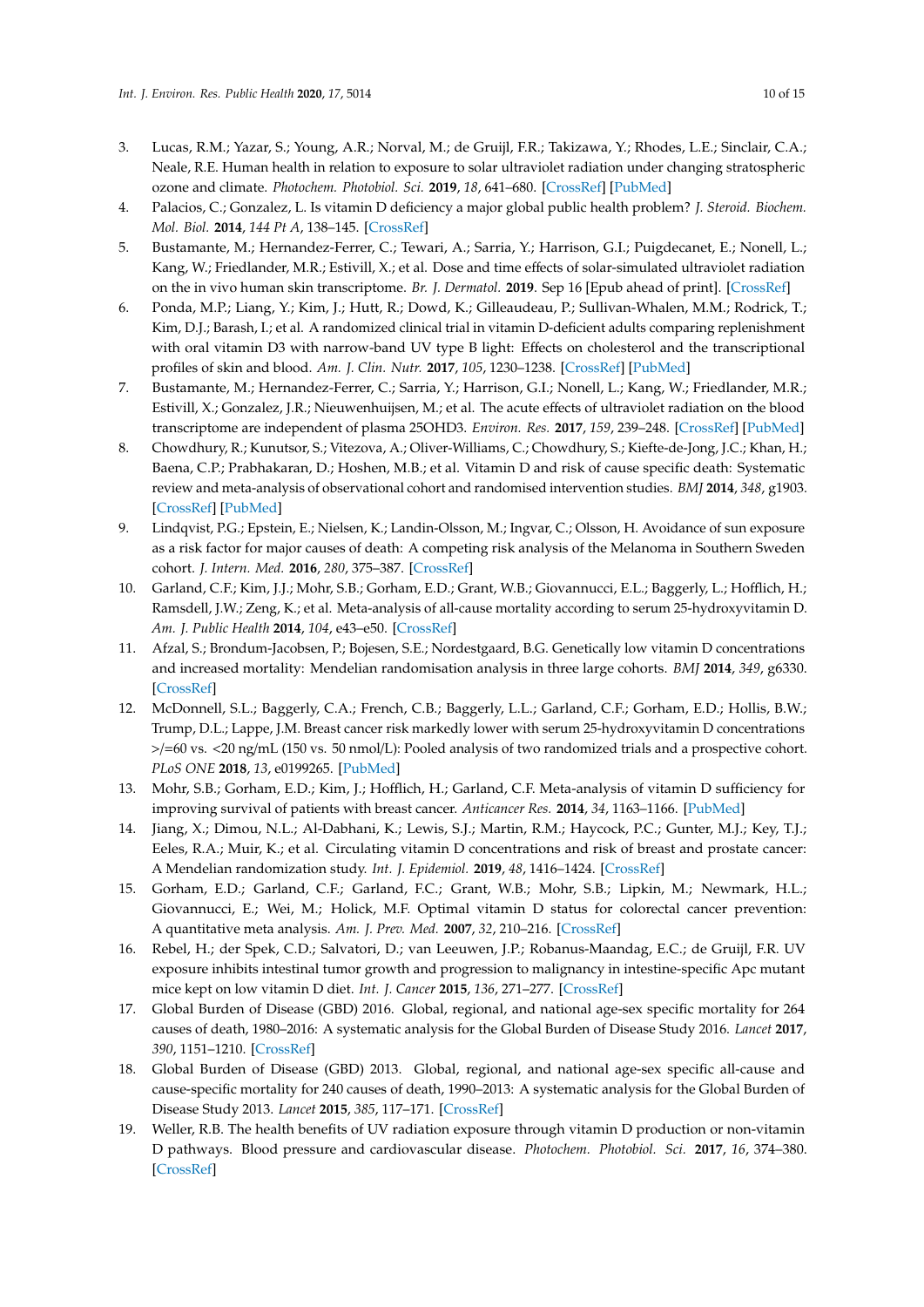3. Lucas, R.M.; Yazar, S.; Young, A.R.; Norval, M.; de Gruijl, F.R.; Takizawa, Y.; Rhodes, L.E.; Sinclair, C.A.; Neale, R.E. Human health in relation to exposure to solar ultraviolet radiation under changing stratospheric ozone and climate. *Photochem. Photobiol. Sci.* **2019**, *18*, 641–680. [CrossRef] [PubMed]
4. Palacios, C.; Gonzalez, L. Is vitamin D deficiency a major global public health problem? *J. Steroid. Biochem. Mol. Biol.* **2014**, *144 Pt A*, 138–145. [CrossRef]
5. Bustamante, M.; Hernandez-Ferrer, C.; Tewari, A.; Sarria, Y.; Harrison, G.I.; Puigdecanet, E.; Nonell, L.; Kang, W.; Friedlander, M.R.; Estivill, X.; et al. Dose and time effects of solar-simulated ultraviolet radiation on the in vivo human skin transcriptome. *Br. J. Dermatol.* **2019**. Sep 16 [Epub ahead of print]. [CrossRef]
6. Ponda, M.P.; Liang, Y.; Kim, J.; Hutt, R.; Dowd, K.; Gilleaudeau, P.; Sullivan-Whalen, M.M.; Rodrick, T.; Kim, D.J.; Barash, I.; et al. A randomized clinical trial in vitamin D-deficient adults comparing replenishment with oral vitamin D3 with narrow-band UV type B light: Effects on cholesterol and the transcriptional profiles of skin and blood. *Am. J. Clin. Nutr.* **2017**, *105*, 1230–1238. [CrossRef] [PubMed]
7. Bustamante, M.; Hernandez-Ferrer, C.; Sarria, Y.; Harrison, G.I.; Nonell, L.; Kang, W.; Friedlander, M.R.; Estivill, X.; Gonzalez, J.R.; Nieuwenhuijsen, M.; et al. The acute effects of ultraviolet radiation on the blood transcriptome are independent of plasma 25OHD3. *Environ. Res.* **2017**, *159*, 239–248. [CrossRef] [PubMed]
8. Chowdhury, R.; Kunutsor, S.; Vitezova, A.; Oliver-Williams, C.; Chowdhury, S.; Kiefte-de-Jong, J.C.; Khan, H.; Baena, C.P.; Prabhakaran, D.; Hoshen, M.B.; et al. Vitamin D and risk of cause specific death: Systematic review and meta-analysis of observational cohort and randomised intervention studies. *BMJ* **2014**, *348*, g1903. [CrossRef] [PubMed]
9. Lindqvist, P.G.; Epstein, E.; Nielsen, K.; Landin-Olsson, M.; Ingvar, C.; Olsson, H. Avoidance of sun exposure as a risk factor for major causes of death: A competing risk analysis of the Melanoma in Southern Sweden cohort. *J. Intern. Med.* **2016**, *280*, 375–387. [CrossRef]
10. Garland, C.F.; Kim, J.J.; Mohr, S.B.; Gorham, E.D.; Grant, W.B.; Giovannucci, E.L.; Baggerly, L.; Hofflich, H.; Ramsdell, J.W.; Zeng, K.; et al. Meta-analysis of all-cause mortality according to serum 25-hydroxyvitamin D. *Am. J. Public Health* **2014**, *104*, e43–e50. [CrossRef]
11. Afzal, S.; Brondum-Jacobsen, P.; Bojesen, S.E.; Nordestgaard, B.G. Genetically low vitamin D concentrations and increased mortality: Mendelian randomisation analysis in three large cohorts. *BMJ* **2014**, *349*, g6330. [CrossRef]
12. McDonnell, S.L.; Baggerly, C.A.; French, C.B.; Baggerly, L.L.; Garland, C.F.; Gorham, E.D.; Hollis, B.W.; Trump, D.L.; Lappe, J.M. Breast cancer risk markedly lower with serum 25-hydroxyvitamin D concentrations >/=60 vs. <20 ng/mL (150 vs. 50 nmol/L): Pooled analysis of two randomized trials and a prospective cohort. *PLoS ONE* **2018**, *13*, e0199265. [PubMed]
13. Mohr, S.B.; Gorham, E.D.; Kim, J.; Hofflich, H.; Garland, C.F. Meta-analysis of vitamin D sufficiency for improving survival of patients with breast cancer. *Anticancer Res.* **2014**, *34*, 1163–1166. [PubMed]
14. Jiang, X.; Dimou, N.L.; Al-Dabhani, K.; Lewis, S.J.; Martin, R.M.; Haycock, P.C.; Gunter, M.J.; Key, T.J.; Eeles, R.A.; Muir, K.; et al. Circulating vitamin D concentrations and risk of breast and prostate cancer: A Mendelian randomization study. *Int. J. Epidemiol.* **2019**, *48*, 1416–1424. [CrossRef]
15. Gorham, E.D.; Garland, C.F.; Garland, F.C.; Grant, W.B.; Mohr, S.B.; Lipkin, M.; Newmark, H.L.; Giovannucci, E.; Wei, M.; Holick, M.F. Optimal vitamin D status for colorectal cancer prevention: A quantitative meta analysis. *Am. J. Prev. Med.* **2007**, *32*, 210–216. [CrossRef]
16. Rebel, H.; der Spek, C.D.; Salvatori, D.; van Leeuwen, J.P.; Robanus-Maandag, E.C.; de Gruijl, F.R. UV exposure inhibits intestinal tumor growth and progression to malignancy in intestine-specific Apc mutant mice kept on low vitamin D diet. *Int. J. Cancer* **2015**, *136*, 271–277. [CrossRef]
17. Global Burden of Disease (GBD) 2016. Global, regional, and national age-sex specific mortality for 264 causes of death, 1980–2016: A systematic analysis for the Global Burden of Disease Study 2016. *Lancet* **2017**, *390*, 1151–1210. [CrossRef]
18. Global Burden of Disease (GBD) 2013. Global, regional, and national age-sex specific all-cause and cause-specific mortality for 240 causes of death, 1990–2013: A systematic analysis for the Global Burden of Disease Study 2013. *Lancet* **2015**, *385*, 117–171. [CrossRef]
19. Weller, R.B. The health benefits of UV radiation exposure through vitamin D production or non-vitamin D pathways. Blood pressure and cardiovascular disease. *Photochem. Photobiol. Sci.* **2017**, *16*, 374–380. [CrossRef]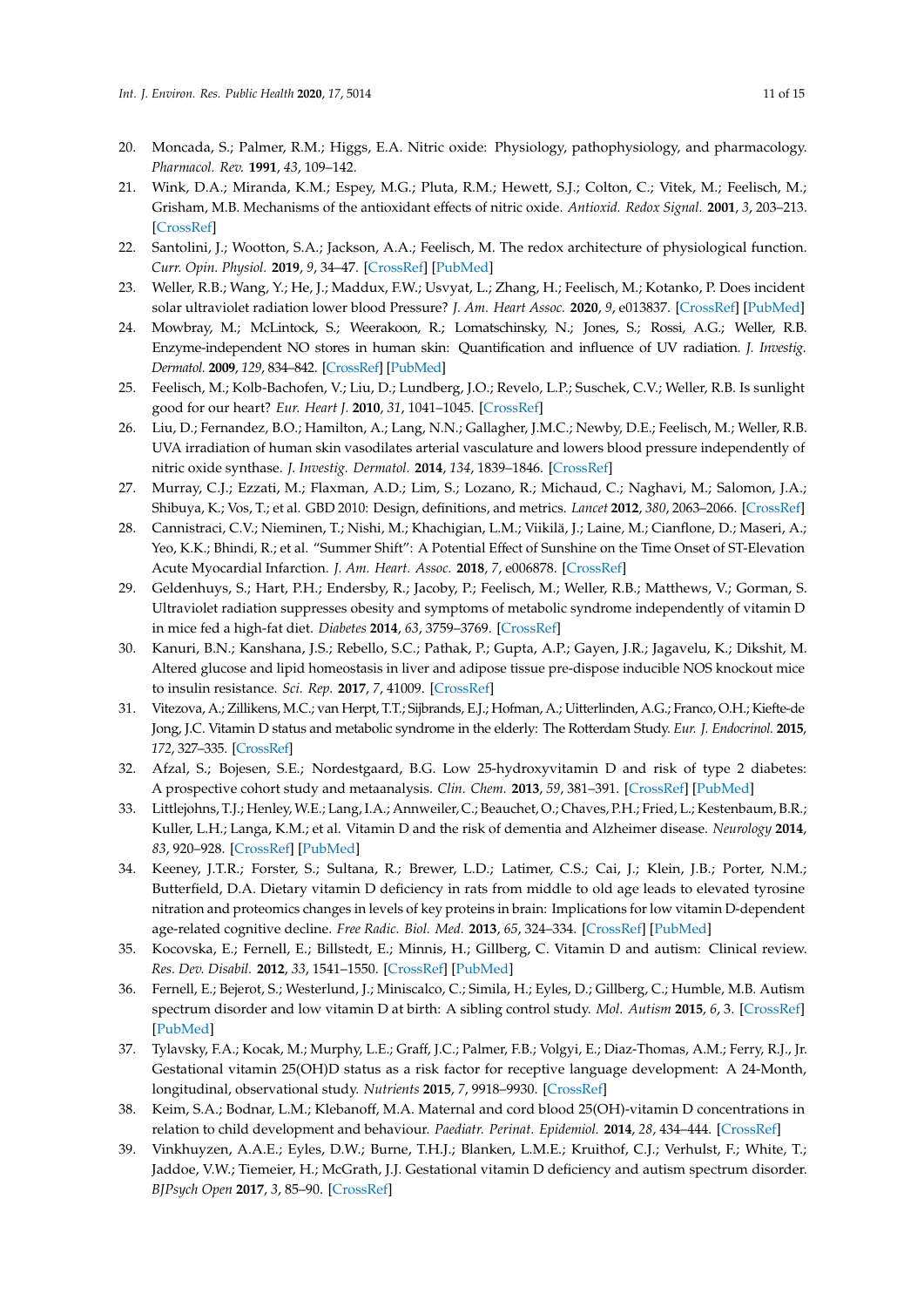20. Moncada, S.; Palmer, R.M.; Higgs, E.A. Nitric oxide: Physiology, pathophysiology, and pharmacology. *Pharmacol. Rev.* **1991**, *43*, 109–142.
21. Wink, D.A.; Miranda, K.M.; Espey, M.G.; Pluta, R.M.; Hewett, S.J.; Colton, C.; Vitek, M.; Feelisch, M.; Grisham, M.B. Mechanisms of the antioxidant effects of nitric oxide. *Antioxid. Redox Signal.* **2001**, *3*, 203–213. [CrossRef]
22. Santolini, J.; Wootton, S.A.; Jackson, A.A.; Feelisch, M. The redox architecture of physiological function. *Curr. Opin. Physiol.* **2019**, *9*, 34–47. [CrossRef] [PubMed]
23. Weller, R.B.; Wang, Y.; He, J.; Maddux, F.W.; Usvyat, L.; Zhang, H.; Feelisch, M.; Kotanko, P. Does incident solar ultraviolet radiation lower blood Pressure? *J. Am. Heart Assoc.* **2020**, *9*, e013837. [CrossRef] [PubMed]
24. Mowbray, M.; McLintock, S.; Weerakoon, R.; Lomatschinsky, N.; Jones, S.; Rossi, A.G.; Weller, R.B. Enzyme-independent NO stores in human skin: Quantification and influence of UV radiation. *J. Investig. Dermatol.* **2009**, *129*, 834–842. [CrossRef] [PubMed]
25. Feelisch, M.; Kolb-Bachofen, V.; Liu, D.; Lundberg, J.O.; Revelo, L.P.; Suschek, C.V.; Weller, R.B. Is sunlight good for our heart? *Eur. Heart J.* **2010**, *31*, 1041–1045. [CrossRef]
26. Liu, D.; Fernandez, B.O.; Hamilton, A.; Lang, N.N.; Gallagher, J.M.C.; Newby, D.E.; Feelisch, M.; Weller, R.B. UVA irradiation of human skin vasodilates arterial vasculature and lowers blood pressure independently of nitric oxide synthase. *J. Investig. Dermatol.* **2014**, *134*, 1839–1846. [CrossRef]
27. Murray, C.J.; Ezzati, M.; Flaxman, A.D.; Lim, S.; Lozano, R.; Michaud, C.; Naghavi, M.; Salomon, J.A.; Shibuya, K.; Vos, T.; et al. GBD 2010: Design, definitions, and metrics. *Lancet* **2012**, *380*, 2063–2066. [CrossRef]
28. Cannistraci, C.V.; Nieminen, T.; Nishi, M.; Khachigian, L.M.; Viikilä, J.; Laine, M.; Cianflone, D.; Maseri, A.; Yeo, K.K.; Bhindi, R.; et al. "Summer Shift": A Potential Effect of Sunshine on the Time Onset of ST-Elevation Acute Myocardial Infarction. *J. Am. Heart. Assoc.* **2018**, *7*, e006878. [CrossRef]
29. Geldenhuys, S.; Hart, P.H.; Endersby, R.; Jacoby, P.; Feelisch, M.; Weller, R.B.; Matthews, V.; Gorman, S. Ultraviolet radiation suppresses obesity and symptoms of metabolic syndrome independently of vitamin D in mice fed a high-fat diet. *Diabetes* **2014**, *63*, 3759–3769. [CrossRef]
30. Kanuri, B.N.; Kanshana, J.S.; Rebello, S.C.; Pathak, P.; Gupta, A.P.; Gayen, J.R.; Jagavelu, K.; Dikshit, M. Altered glucose and lipid homeostasis in liver and adipose tissue pre-dispose inducible NOS knockout mice to insulin resistance. *Sci. Rep.* **2017**, *7*, 41009. [CrossRef]
31. Vitezova, A.; Zillikens, M.C.; van Herpt, T.T.; Sijbrands, E.J.; Hofman, A.; Uitterlinden, A.G.; Franco, O.H.; Kiefte-de Jong, J.C. Vitamin D status and metabolic syndrome in the elderly: The Rotterdam Study. *Eur. J. Endocrinol.* **2015**, *172*, 327–335. [CrossRef]
32. Afzal, S.; Bojesen, S.E.; Nordestgaard, B.G. Low 25-hydroxyvitamin D and risk of type 2 diabetes: A prospective cohort study and metaanalysis. *Clin. Chem.* **2013**, *59*, 381–391. [CrossRef] [PubMed]
33. Littlejohns, T.J.; Henley, W.E.; Lang, I.A.; Annweiler, C.; Beauchet, O.; Chaves, P.H.; Fried, L.; Kestenbaum, B.R.; Kuller, L.H.; Langa, K.M.; et al. Vitamin D and the risk of dementia and Alzheimer disease. *Neurology* **2014**, *83*, 920–928. [CrossRef] [PubMed]
34. Keeney, J.T.R.; Forster, S.; Sultana, R.; Brewer, L.D.; Latimer, C.S.; Cai, J.; Klein, J.B.; Porter, N.M.; Butterfield, D.A. Dietary vitamin D deficiency in rats from middle to old age leads to elevated tyrosine nitration and proteomics changes in levels of key proteins in brain: Implications for low vitamin D-dependent age-related cognitive decline. *Free Radic. Biol. Med.* **2013**, *65*, 324–334. [CrossRef] [PubMed]
35. Kocovska, E.; Fernell, E.; Billstedt, E.; Minnis, H.; Gillberg, C. Vitamin D and autism: Clinical review. *Res. Dev. Disabil.* **2012**, *33*, 1541–1550. [CrossRef] [PubMed]
36. Fernell, E.; Bejerot, S.; Westerlund, J.; Miniscalco, C.; Simila, H.; Eyles, D.; Gillberg, C.; Humble, M.B. Autism spectrum disorder and low vitamin D at birth: A sibling control study. *Mol. Autism* **2015**, *6*, 3. [CrossRef] [PubMed]
37. Tylavsky, F.A.; Kocak, M.; Murphy, L.E.; Graff, J.C.; Palmer, F.B.; Volgyi, E.; Diaz-Thomas, A.M.; Ferry, R.J., Jr. Gestational vitamin 25(OH)D status as a risk factor for receptive language development: A 24-Month, longitudinal, observational study. *Nutrients* **2015**, *7*, 9918–9930. [CrossRef]
38. Keim, S.A.; Bodnar, L.M.; Klebanoff, M.A. Maternal and cord blood 25(OH)-vitamin D concentrations in relation to child development and behaviour. *Paediatr. Perinat. Epidemiol.* **2014**, *28*, 434–444. [CrossRef]
39. Vinkhuyzen, A.A.E.; Eyles, D.W.; Burne, T.H.J.; Blanken, L.M.E.; Kruithof, C.J.; Verhulst, F.; White, T.; Jaddoe, V.W.; Tiemeier, H.; McGrath, J.J. Gestational vitamin D deficiency and autism spectrum disorder. *BJPsych Open* **2017**, *3*, 85–90. [CrossRef]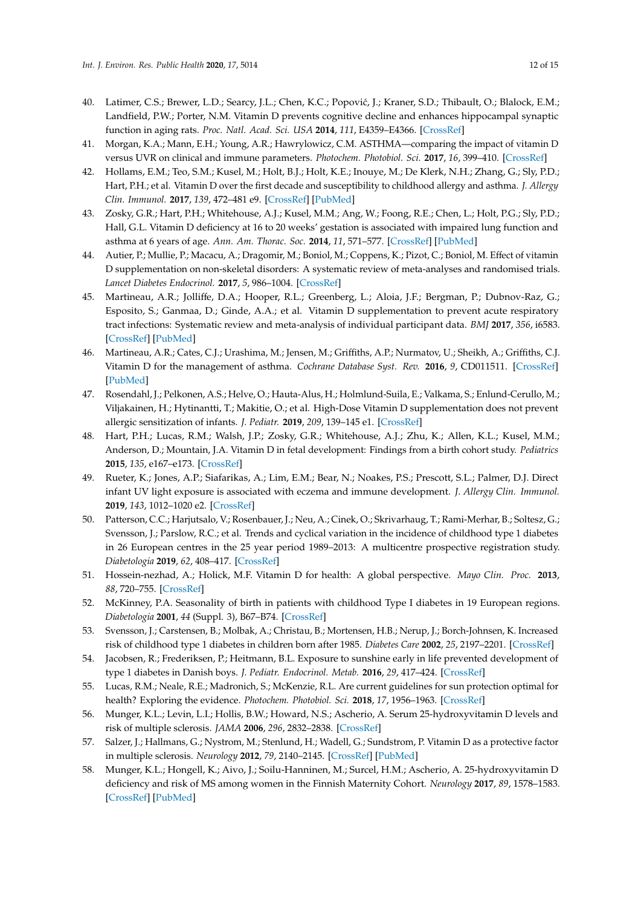40. Latimer, C.S.; Brewer, L.D.; Searcy, J.L.; Chen, K.C.; Popović, J.; Kraner, S.D.; Thibault, O.; Blalock, E.M.; Landfield, P.W.; Porter, N.M. Vitamin D prevents cognitive decline and enhances hippocampal synaptic function in aging rats. *Proc. Natl. Acad. Sci. USA* **2014**, *111*, E4359–E4366. [CrossRef]
41. Morgan, K.A.; Mann, E.H.; Young, A.R.; Hawrylowicz, C.M. ASTHMA—comparing the impact of vitamin D versus UVR on clinical and immune parameters. *Photochem. Photobiol. Sci.* **2017**, *16*, 399–410. [CrossRef]
42. Hollams, E.M.; Teo, S.M.; Kusel, M.; Holt, B.J.; Holt, K.E.; Inouye, M.; De Klerk, N.H.; Zhang, G.; Sly, P.D.; Hart, P.H.; et al. Vitamin D over the first decade and susceptibility to childhood allergy and asthma. *J. Allergy Clin. Immunol.* **2017**, *139*, 472–481 e9. [CrossRef] [PubMed]
43. Zosky, G.R.; Hart, P.H.; Whitehouse, A.J.; Kusel, M.M.; Ang, W.; Foong, R.E.; Chen, L.; Holt, P.G.; Sly, P.D.; Hall, G.L. Vitamin D deficiency at 16 to 20 weeks' gestation is associated with impaired lung function and asthma at 6 years of age. *Ann. Am. Thorac. Soc.* **2014**, *11*, 571–577. [CrossRef] [PubMed]
44. Autier, P.; Mullie, P.; Macacu, A.; Dragomir, M.; Boniol, M.; Coppens, K.; Pizot, C.; Boniol, M. Effect of vitamin D supplementation on non-skeletal disorders: A systematic review of meta-analyses and randomised trials. *Lancet Diabetes Endocrinol.* **2017**, *5*, 986–1004. [CrossRef]
45. Martineau, A.R.; Jolliffe, D.A.; Hooper, R.L.; Greenberg, L.; Aloia, J.F.; Bergman, P.; Dubnov-Raz, G.; Esposito, S.; Ganmaa, D.; Ginde, A.A.; et al. Vitamin D supplementation to prevent acute respiratory tract infections: Systematic review and meta-analysis of individual participant data. *BMJ* **2017**, *356*, i6583. [CrossRef] [PubMed]
46. Martineau, A.R.; Cates, C.J.; Urashima, M.; Jensen, M.; Griffiths, A.P.; Nurmatov, U.; Sheikh, A.; Griffiths, C.J. Vitamin D for the management of asthma. *Cochrane Database Syst. Rev.* **2016**, *9*, CD011511. [CrossRef] [PubMed]
47. Rosendahl, J.; Pelkonen, A.S.; Helve, O.; Hauta-Alus, H.; Holmlund-Suila, E.; Valkama, S.; Enlund-Cerullo, M.; Viljakainen, H.; Hytinantti, T.; Makitie, O.; et al. High-Dose Vitamin D supplementation does not prevent allergic sensitization of infants. *J. Pediatr.* **2019**, *209*, 139–145 e1. [CrossRef]
48. Hart, P.H.; Lucas, R.M.; Walsh, J.P.; Zosky, G.R.; Whitehouse, A.J.; Zhu, K.; Allen, K.L.; Kusel, M.M.; Anderson, D.; Mountain, J.A. Vitamin D in fetal development: Findings from a birth cohort study. *Pediatrics* **2015**, *135*, e167–e173. [CrossRef]
49. Rueter, K.; Jones, A.P.; Siafarikas, A.; Lim, E.M.; Bear, N.; Noakes, P.S.; Prescott, S.L.; Palmer, D.J. Direct infant UV light exposure is associated with eczema and immune development. *J. Allergy Clin. Immunol.* **2019**, *143*, 1012–1020 e2. [CrossRef]
50. Patterson, C.C.; Harjutsalo, V.; Rosenbauer, J.; Neu, A.; Cinek, O.; Skrivarhaug, T.; Rami-Merhar, B.; Soltesz, G.; Svensson, J.; Parslow, R.C.; et al. Trends and cyclical variation in the incidence of childhood type 1 diabetes in 26 European centres in the 25 year period 1989–2013: A multicentre prospective registration study. *Diabetologia* **2019**, *62*, 408–417. [CrossRef]
51. Hossein-nezhad, A.; Holick, M.F. Vitamin D for health: A global perspective. *Mayo Clin. Proc.* **2013**, *88*, 720–755. [CrossRef]
52. McKinney, P.A. Seasonality of birth in patients with childhood Type I diabetes in 19 European regions. *Diabetologia* **2001**, *44* (Suppl. 3), B67–B74. [CrossRef]
53. Svensson, J.; Carstensen, B.; Molbak, A.; Christau, B.; Mortensen, H.B.; Nerup, J.; Borch-Johnsen, K. Increased risk of childhood type 1 diabetes in children born after 1985. *Diabetes Care* **2002**, *25*, 2197–2201. [CrossRef]
54. Jacobsen, R.; Frederiksen, P.; Heitmann, B.L. Exposure to sunshine early in life prevented development of type 1 diabetes in Danish boys. *J. Pediatr. Endocrinol. Metab.* **2016**, *29*, 417–424. [CrossRef]
55. Lucas, R.M.; Neale, R.E.; Madronich, S.; McKenzie, R.L. Are current guidelines for sun protection optimal for health? Exploring the evidence. *Photochem. Photobiol. Sci.* **2018**, *17*, 1956–1963. [CrossRef]
56. Munger, K.L.; Levin, L.I.; Hollis, B.W.; Howard, N.S.; Ascherio, A. Serum 25-hydroxyvitamin D levels and risk of multiple sclerosis. *JAMA* **2006**, *296*, 2832–2838. [CrossRef]
57. Salzer, J.; Hallmans, G.; Nystrom, M.; Stenlund, H.; Wadell, G.; Sundstrom, P. Vitamin D as a protective factor in multiple sclerosis. *Neurology* **2012**, *79*, 2140–2145. [CrossRef] [PubMed]
58. Munger, K.L.; Hongell, K.; Aivo, J.; Soilu-Hanninen, M.; Surcel, H.M.; Ascherio, A. 25-hydroxyvitamin D deficiency and risk of MS among women in the Finnish Maternity Cohort. *Neurology* **2017**, *89*, 1578–1583. [CrossRef] [PubMed]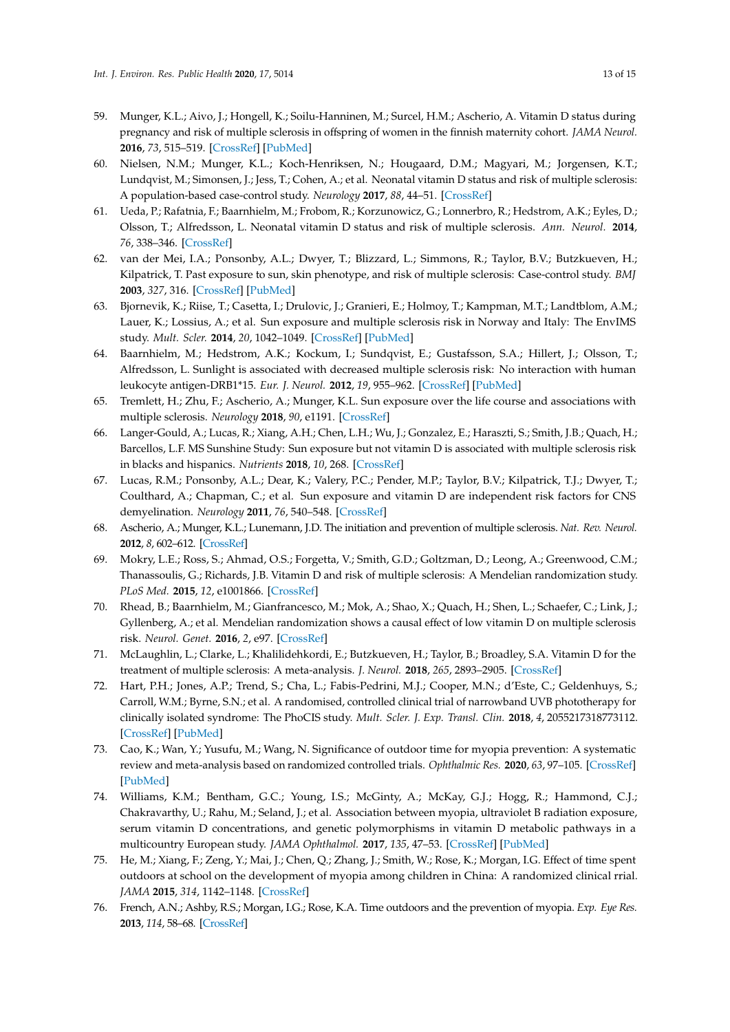59. Munger, K.L.; Aivo, J.; Hongell, K.; Soilu-Hanninen, M.; Surcel, H.M.; Ascherio, A. Vitamin D status during pregnancy and risk of multiple sclerosis in offspring of women in the finnish maternity cohort. *JAMA Neurol.* **2016**, *73*, 515–519. [CrossRef] [PubMed]
60. Nielsen, N.M.; Munger, K.L.; Koch-Henriksen, N.; Hougaard, D.M.; Magyari, M.; Jorgensen, K.T.; Lundqvist, M.; Simonsen, J.; Jess, T.; Cohen, A.; et al. Neonatal vitamin D status and risk of multiple sclerosis: A population-based case-control study. *Neurology* **2017**, *88*, 44–51. [CrossRef]
61. Ueda, P.; Rafatnia, F.; Baarnhielm, M.; Frobom, R.; Korzunowicz, G.; Lonnerbro, R.; Hedstrom, A.K.; Eyles, D.; Olsson, T.; Alfredsson, L. Neonatal vitamin D status and risk of multiple sclerosis. *Ann. Neurol.* **2014**, *76*, 338–346. [CrossRef]
62. van der Mei, I.A.; Ponsonby, A.L.; Dwyer, T.; Blizzard, L.; Simmons, R.; Taylor, B.V.; Butzkueven, H.; Kilpatrick, T. Past exposure to sun, skin phenotype, and risk of multiple sclerosis: Case-control study. *BMJ* **2003**, *327*, 316. [CrossRef] [PubMed]
63. Bjornevik, K.; Riise, T.; Casetta, I.; Drulovic, J.; Granieri, E.; Holmoy, T.; Kampman, M.T.; Landtblom, A.M.; Lauer, K.; Lossius, A.; et al. Sun exposure and multiple sclerosis risk in Norway and Italy: The EnvIMS study. *Mult. Scler.* **2014**, *20*, 1042–1049. [CrossRef] [PubMed]
64. Baarnhielm, M.; Hedstrom, A.K.; Kockum, I.; Sundqvist, E.; Gustafsson, S.A.; Hillert, J.; Olsson, T.; Alfredsson, L. Sunlight is associated with decreased multiple sclerosis risk: No interaction with human leukocyte antigen-DRB1*15. *Eur. J. Neurol.* **2012**, *19*, 955–962. [CrossRef] [PubMed]
65. Tremlett, H.; Zhu, F.; Ascherio, A.; Munger, K.L. Sun exposure over the life course and associations with multiple sclerosis. *Neurology* **2018**, *90*, e1191. [CrossRef]
66. Langer-Gould, A.; Lucas, R.; Xiang, A.H.; Chen, L.H.; Wu, J.; Gonzalez, E.; Haraszti, S.; Smith, J.B.; Quach, H.; Barcellos, L.F. MS Sunshine Study: Sun exposure but not vitamin D is associated with multiple sclerosis risk in blacks and hispanics. *Nutrients* **2018**, *10*, 268. [CrossRef]
67. Lucas, R.M.; Ponsonby, A.L.; Dear, K.; Valery, P.C.; Pender, M.P.; Taylor, B.V.; Kilpatrick, T.J.; Dwyer, T.; Coulthard, A.; Chapman, C.; et al. Sun exposure and vitamin D are independent risk factors for CNS demyelination. *Neurology* **2011**, *76*, 540–548. [CrossRef]
68. Ascherio, A.; Munger, K.L.; Lunemann, J.D. The initiation and prevention of multiple sclerosis. *Nat. Rev. Neurol.* **2012**, *8*, 602–612. [CrossRef]
69. Mokry, L.E.; Ross, S.; Ahmad, O.S.; Forgetta, V.; Smith, G.D.; Goltzman, D.; Leong, A.; Greenwood, C.M.; Thanassoulis, G.; Richards, J.B. Vitamin D and risk of multiple sclerosis: A Mendelian randomization study. *PLoS Med.* **2015**, *12*, e1001866. [CrossRef]
70. Rhead, B.; Baarnhielm, M.; Gianfrancesco, M.; Mok, A.; Shao, X.; Quach, H.; Shen, L.; Schaefer, C.; Link, J.; Gyllenberg, A.; et al. Mendelian randomization shows a causal effect of low vitamin D on multiple sclerosis risk. *Neurol. Genet.* **2016**, *2*, e97. [CrossRef]
71. McLaughlin, L.; Clarke, L.; Khalilidehkordi, E.; Butzkueven, H.; Taylor, B.; Broadley, S.A. Vitamin D for the treatment of multiple sclerosis: A meta-analysis. *J. Neurol.* **2018**, *265*, 2893–2905. [CrossRef]
72. Hart, P.H.; Jones, A.P.; Trend, S.; Cha, L.; Fabis-Pedrini, M.J.; Cooper, M.N.; d'Este, C.; Geldenhuys, S.; Carroll, W.M.; Byrne, S.N.; et al. A randomised, controlled clinical trial of narrowband UVB phototherapy for clinically isolated syndrome: The PhoCIS study. *Mult. Scler. J. Exp. Transl. Clin.* **2018**, *4*, 2055217318773112. [CrossRef] [PubMed]
73. Cao, K.; Wan, Y.; Yusufu, M.; Wang, N. Significance of outdoor time for myopia prevention: A systematic review and meta-analysis based on randomized controlled trials. *Ophthalmic Res.* **2020**, *63*, 97–105. [CrossRef] [PubMed]
74. Williams, K.M.; Bentham, G.C.; Young, I.S.; McGinty, A.; McKay, G.J.; Hogg, R.; Hammond, C.J.; Chakravarthy, U.; Rahu, M.; Seland, J.; et al. Association between myopia, ultraviolet B radiation exposure, serum vitamin D concentrations, and genetic polymorphisms in vitamin D metabolic pathways in a multicountry European study. *JAMA Ophthalmol.* **2017**, *135*, 47–53. [CrossRef] [PubMed]
75. He, M.; Xiang, F.; Zeng, Y.; Mai, J.; Chen, Q.; Zhang, J.; Smith, W.; Rose, K.; Morgan, I.G. Effect of time spent outdoors at school on the development of myopia among children in China: A randomized clinical rrial. *JAMA* **2015**, *314*, 1142–1148. [CrossRef]
76. French, A.N.; Ashby, R.S.; Morgan, I.G.; Rose, K.A. Time outdoors and the prevention of myopia. *Exp. Eye Res.* **2013**, *114*, 58–68. [CrossRef]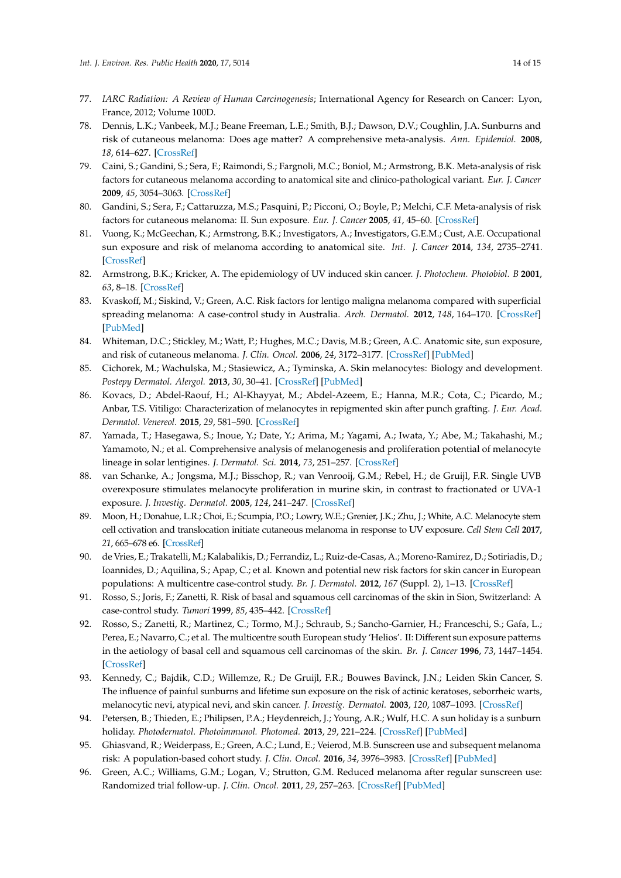77. *IARC Radiation: A Review of Human Carcinogenesis*; International Agency for Research on Cancer: Lyon, France, 2012; Volume 100D.
78. Dennis, L.K.; Vanbeek, M.J.; Beane Freeman, L.E.; Smith, B.J.; Dawson, D.V.; Coughlin, J.A. Sunburns and risk of cutaneous melanoma: Does age matter? A comprehensive meta-analysis. *Ann. Epidemiol.* **2008**, *18*, 614–627. [CrossRef]
79. Caini, S.; Gandini, S.; Sera, F.; Raimondi, S.; Fargnoli, M.C.; Boniol, M.; Armstrong, B.K. Meta-analysis of risk factors for cutaneous melanoma according to anatomical site and clinico-pathological variant. *Eur. J. Cancer* **2009**, *45*, 3054–3063. [CrossRef]
80. Gandini, S.; Sera, F.; Cattaruzza, M.S.; Pasquini, P.; Picconi, O.; Boyle, P.; Melchi, C.F. Meta-analysis of risk factors for cutaneous melanoma: II. Sun exposure. *Eur. J. Cancer* **2005**, *41*, 45–60. [CrossRef]
81. Vuong, K.; McGeechan, K.; Armstrong, B.K.; Investigators, A.; Investigators, G.E.M.; Cust, A.E. Occupational sun exposure and risk of melanoma according to anatomical site. *Int. J. Cancer* **2014**, *134*, 2735–2741. [CrossRef]
82. Armstrong, B.K.; Kricker, A. The epidemiology of UV induced skin cancer. *J. Photochem. Photobiol. B* **2001**, *63*, 8–18. [CrossRef]
83. Kvaskoff, M.; Siskind, V.; Green, A.C. Risk factors for lentigo maligna melanoma compared with superficial spreading melanoma: A case-control study in Australia. *Arch. Dermatol.* **2012**, *148*, 164–170. [CrossRef] [PubMed]
84. Whiteman, D.C.; Stickley, M.; Watt, P.; Hughes, M.C.; Davis, M.B.; Green, A.C. Anatomic site, sun exposure, and risk of cutaneous melanoma. *J. Clin. Oncol.* **2006**, *24*, 3172–3177. [CrossRef] [PubMed]
85. Cichorek, M.; Wachulska, M.; Stasiewicz, A.; Tyminska, A. Skin melanocytes: Biology and development. *Postepy Dermatol. Alergol.* **2013**, *30*, 30–41. [CrossRef] [PubMed]
86. Kovacs, D.; Abdel-Raouf, H.; Al-Khayyat, M.; Abdel-Azeem, E.; Hanna, M.R.; Cota, C.; Picardo, M.; Anbar, T.S. Vitiligo: Characterization of melanocytes in repigmented skin after punch grafting. *J. Eur. Acad. Dermatol. Venereol.* **2015**, *29*, 581–590. [CrossRef]
87. Yamada, T.; Hasegawa, S.; Inoue, Y.; Date, Y.; Arima, M.; Yagami, A.; Iwata, Y.; Abe, M.; Takahashi, M.; Yamamoto, N.; et al. Comprehensive analysis of melanogenesis and proliferation potential of melanocyte lineage in solar lentigines. *J. Dermatol. Sci.* **2014**, *73*, 251–257. [CrossRef]
88. van Schanke, A.; Jongsma, M.J.; Bisschop, R.; van Venrooij, G.M.; Rebel, H.; de Gruijl, F.R. Single UVB overexposure stimulates melanocyte proliferation in murine skin, in contrast to fractionated or UVA-1 exposure. *J. Investig. Dermatol.* **2005**, *124*, 241–247. [CrossRef]
89. Moon, H.; Donahue, L.R.; Choi, E.; Scumpia, P.O.; Lowry, W.E.; Grenier, J.K.; Zhu, J.; White, A.C. Melanocyte stem cell cctivation and translocation initiate cutaneous melanoma in response to UV exposure. *Cell Stem Cell* **2017**, *21*, 665–678 e6. [CrossRef]
90. de Vries, E.; Trakatelli, M.; Kalabalikis, D.; Ferrandiz, L.; Ruiz-de-Casas, A.; Moreno-Ramirez, D.; Sotiriadis, D.; Ioannides, D.; Aquilina, S.; Apap, C.; et al. Known and potential new risk factors for skin cancer in European populations: A multicentre case-control study. *Br. J. Dermatol.* **2012**, *167* (Suppl. 2), 1–13. [CrossRef]
91. Rosso, S.; Joris, F.; Zanetti, R. Risk of basal and squamous cell carcinomas of the skin in Sion, Switzerland: A case-control study. *Tumori* **1999**, *85*, 435–442. [CrossRef]
92. Rosso, S.; Zanetti, R.; Martinez, C.; Tormo, M.J.; Schraub, S.; Sancho-Garnier, H.; Franceschi, S.; Gafa, L.; Perea, E.; Navarro, C.; et al. The multicentre south European study 'Helios'. II: Different sun exposure patterns in the aetiology of basal cell and squamous cell carcinomas of the skin. *Br. J. Cancer* **1996**, *73*, 1447–1454. [CrossRef]
93. Kennedy, C.; Bajdik, C.D.; Willemze, R.; De Gruijl, F.R.; Bouwes Bavinck, J.N.; Leiden Skin Cancer, S. The influence of painful sunburns and lifetime sun exposure on the risk of actinic keratoses, seborrheic warts, melanocytic nevi, atypical nevi, and skin cancer. *J. Investig. Dermatol.* **2003**, *120*, 1087–1093. [CrossRef]
94. Petersen, B.; Thieden, E.; Philipsen, P.A.; Heydenreich, J.; Young, A.R.; Wulf, H.C. A sun holiday is a sunburn holiday. *Photodermatol. Photoimmunol. Photomed.* **2013**, *29*, 221–224. [CrossRef] [PubMed]
95. Ghiasvand, R.; Weiderpass, E.; Green, A.C.; Lund, E.; Veierod, M.B. Sunscreen use and subsequent melanoma risk: A population-based cohort study. *J. Clin. Oncol.* **2016**, *34*, 3976–3983. [CrossRef] [PubMed]
96. Green, A.C.; Williams, G.M.; Logan, V.; Strutton, G.M. Reduced melanoma after regular sunscreen use: Randomized trial follow-up. *J. Clin. Oncol.* **2011**, *29*, 257–263. [CrossRef] [PubMed]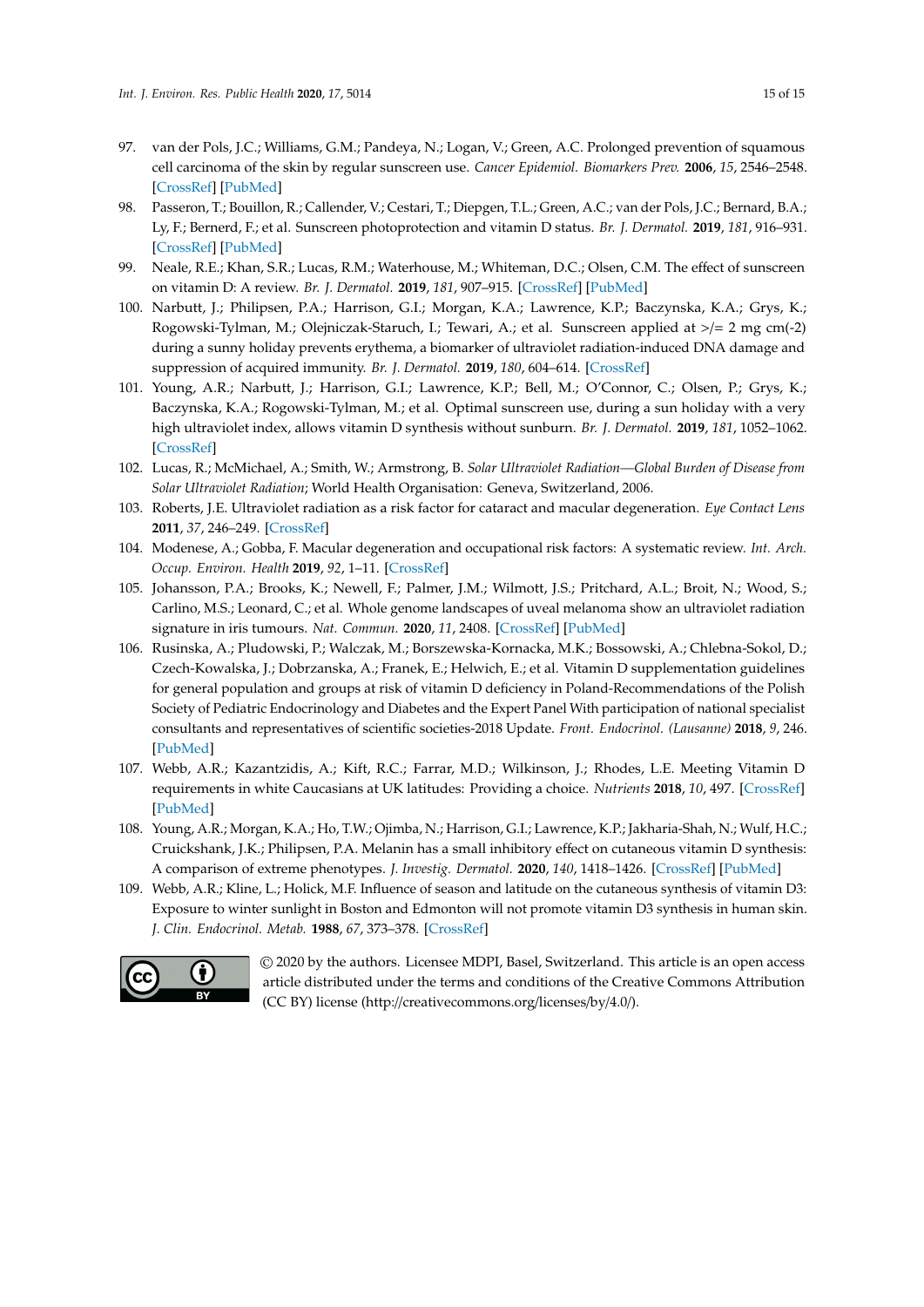97. van der Pols, J.C.; Williams, G.M.; Pandeya, N.; Logan, V.; Green, A.C. Prolonged prevention of squamous cell carcinoma of the skin by regular sunscreen use. *Cancer Epidemiol. Biomarkers Prev.* **2006**, *15*, 2546–2548. [CrossRef] [PubMed]
98. Passeron, T.; Bouillon, R.; Callender, V.; Cestari, T.; Diepgen, T.L.; Green, A.C.; van der Pols, J.C.; Bernard, B.A.; Ly, F.; Bernerd, F.; et al. Sunscreen photoprotection and vitamin D status. *Br. J. Dermatol.* **2019**, *181*, 916–931. [CrossRef] [PubMed]
99. Neale, R.E.; Khan, S.R.; Lucas, R.M.; Waterhouse, M.; Whiteman, D.C.; Olsen, C.M. The effect of sunscreen on vitamin D: A review. *Br. J. Dermatol.* **2019**, *181*, 907–915. [CrossRef] [PubMed]
100. Narbutt, J.; Philipsen, P.A.; Harrison, G.I.; Morgan, K.A.; Lawrence, K.P.; Baczynska, K.A.; Grys, K.; Rogowski-Tylman, M.; Olejniczak-Staruch, I.; Tewari, A.; et al. Sunscreen applied at >/= 2 mg cm(-2) during a sunny holiday prevents erythema, a biomarker of ultraviolet radiation-induced DNA damage and suppression of acquired immunity. *Br. J. Dermatol.* **2019**, *180*, 604–614. [CrossRef]
101. Young, A.R.; Narbutt, J.; Harrison, G.I.; Lawrence, K.P.; Bell, M.; O'Connor, C.; Olsen, P.; Grys, K.; Baczynska, K.A.; Rogowski-Tylman, M.; et al. Optimal sunscreen use, during a sun holiday with a very high ultraviolet index, allows vitamin D synthesis without sunburn. *Br. J. Dermatol.* **2019**, *181*, 1052–1062. [CrossRef]
102. Lucas, R.; McMichael, A.; Smith, W.; Armstrong, B. *Solar Ultraviolet Radiation—Global Burden of Disease from Solar Ultraviolet Radiation*; World Health Organisation: Geneva, Switzerland, 2006.
103. Roberts, J.E. Ultraviolet radiation as a risk factor for cataract and macular degeneration. *Eye Contact Lens* **2011**, *37*, 246–249. [CrossRef]
104. Modenese, A.; Gobba, F. Macular degeneration and occupational risk factors: A systematic review. *Int. Arch. Occup. Environ. Health* **2019**, *92*, 1–11. [CrossRef]
105. Johansson, P.A.; Brooks, K.; Newell, F.; Palmer, J.M.; Wilmott, J.S.; Pritchard, A.L.; Broit, N.; Wood, S.; Carlino, M.S.; Leonard, C.; et al. Whole genome landscapes of uveal melanoma show an ultraviolet radiation signature in iris tumours. *Nat. Commun.* **2020**, *11*, 2408. [CrossRef] [PubMed]
106. Rusinska, A.; Pludowski, P.; Walczak, M.; Borszewska-Kornacka, M.K.; Bossowski, A.; Chlebna-Sokol, D.; Czech-Kowalska, J.; Dobrzanska, A.; Franek, E.; Helwich, E.; et al. Vitamin D supplementation guidelines for general population and groups at risk of vitamin D deficiency in Poland-Recommendations of the Polish Society of Pediatric Endocrinology and Diabetes and the Expert Panel With participation of national specialist consultants and representatives of scientific societies-2018 Update. *Front. Endocrinol. (Lausanne)* **2018**, *9*, 246. [PubMed]
107. Webb, A.R.; Kazantzidis, A.; Kift, R.C.; Farrar, M.D.; Wilkinson, J.; Rhodes, L.E. Meeting Vitamin D requirements in white Caucasians at UK latitudes: Providing a choice. *Nutrients* **2018**, *10*, 497. [CrossRef] [PubMed]
108. Young, A.R.; Morgan, K.A.; Ho, T.W.; Ojimba, N.; Harrison, G.I.; Lawrence, K.P.; Jakharia-Shah, N.; Wulf, H.C.; Cruickshank, J.K.; Philipsen, P.A. Melanin has a small inhibitory effect on cutaneous vitamin D synthesis: A comparison of extreme phenotypes. *J. Investig. Dermatol.* **2020**, *140*, 1418–1426. [CrossRef] [PubMed]
109. Webb, A.R.; Kline, L.; Holick, M.F. Influence of season and latitude on the cutaneous synthesis of vitamin D3: Exposure to winter sunlight in Boston and Edmonton will not promote vitamin D3 synthesis in human skin. *J. Clin. Endocrinol. Metab.* **1988**, *67*, 373–378. [CrossRef]

© 2020 by the authors. Licensee MDPI, Basel, Switzerland. This article is an open access article distributed under the terms and conditions of the Creative Commons Attribution (CC BY) license (http://creativecommons.org/licenses/by/4.0/).